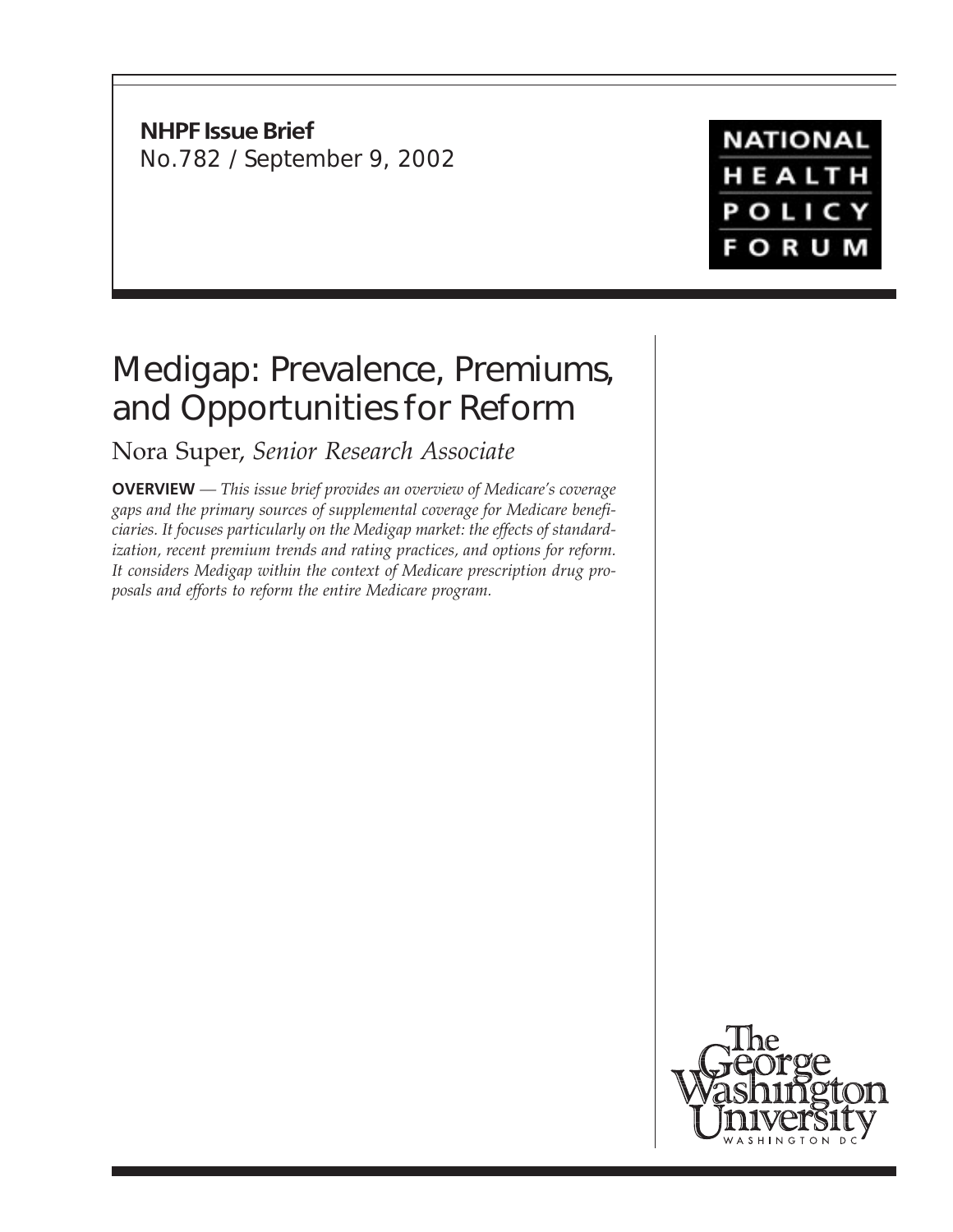**NHPF Issue Brief**
No.782 / September 9, 2002

NATIONAL HEALTH POLICY FORUM

# Medigap: Prevalence, Premiums, and Opportunities for Reform

Nora Super, *Senior Research Associate*

**OVERVIEW** — *This issue brief provides an overview of Medicare's coverage gaps and the primary sources of supplemental coverage for Medicare beneficiaries. It focuses particularly on the Medigap market: the effects of standardization, recent premium trends and rating practices, and options for reform. It considers Medigap within the context of Medicare prescription drug proposals and efforts to reform the entire Medicare program.*

The George Washington University
WASHINGTON DC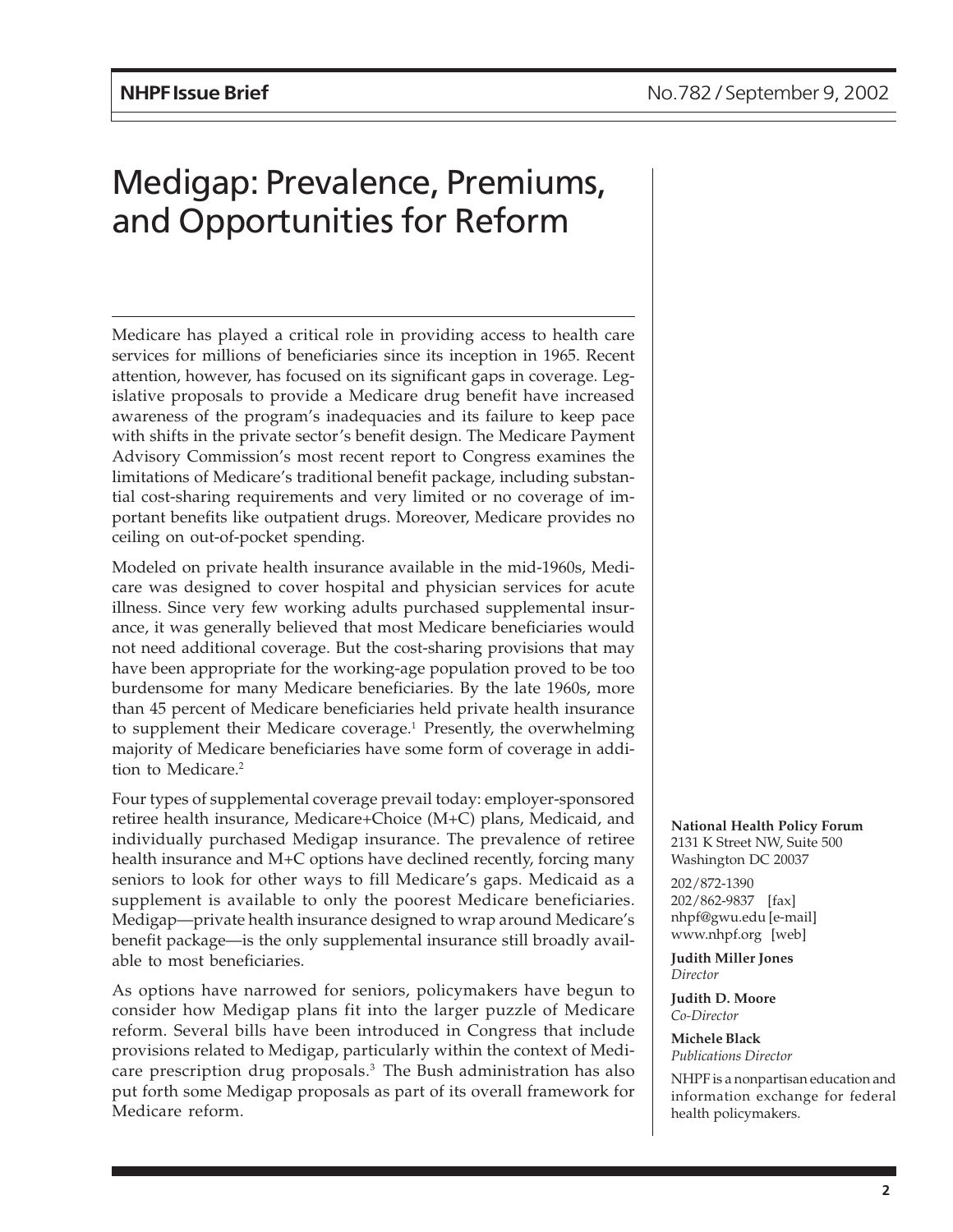# Medigap: Prevalence, Premiums, and Opportunities for Reform

Medicare has played a critical role in providing access to health care services for millions of beneficiaries since its inception in 1965. Recent attention, however, has focused on its significant gaps in coverage. Legislative proposals to provide a Medicare drug benefit have increased awareness of the program's inadequacies and its failure to keep pace with shifts in the private sector's benefit design. The Medicare Payment Advisory Commission's most recent report to Congress examines the limitations of Medicare's traditional benefit package, including substantial cost-sharing requirements and very limited or no coverage of important benefits like outpatient drugs. Moreover, Medicare provides no ceiling on out-of-pocket spending.

Modeled on private health insurance available in the mid-1960s, Medicare was designed to cover hospital and physician services for acute illness. Since very few working adults purchased supplemental insurance, it was generally believed that most Medicare beneficiaries would not need additional coverage. But the cost-sharing provisions that may have been appropriate for the working-age population proved to be too burdensome for many Medicare beneficiaries. By the late 1960s, more than 45 percent of Medicare beneficiaries held private health insurance to supplement their Medicare coverage.[1] Presently, the overwhelming majority of Medicare beneficiaries have some form of coverage in addition to Medicare.[2]

Four types of supplemental coverage prevail today: employer-sponsored retiree health insurance, Medicare+Choice (M+C) plans, Medicaid, and individually purchased Medigap insurance. The prevalence of retiree health insurance and M+C options have declined recently, forcing many seniors to look for other ways to fill Medicare's gaps. Medicaid as a supplement is available to only the poorest Medicare beneficiaries. Medigap—private health insurance designed to wrap around Medicare's benefit package—is the only supplemental insurance still broadly available to most beneficiaries.

As options have narrowed for seniors, policymakers have begun to consider how Medigap plans fit into the larger puzzle of Medicare reform. Several bills have been introduced in Congress that include provisions related to Medigap, particularly within the context of Medicare prescription drug proposals.[3] The Bush administration has also put forth some Medigap proposals as part of its overall framework for Medicare reform.

**National Health Policy Forum**
2131 K Street NW, Suite 500
Washington DC 20037

202/872-1390
202/862-9837 [fax]
nhpf@gwu.edu [e-mail]
www.nhpf.org [web]

**Judith Miller Jones**
*Director*

**Judith D. Moore**
*Co-Director*

**Michele Black**
*Publications Director*

NHPF is a nonpartisan education and information exchange for federal health policymakers.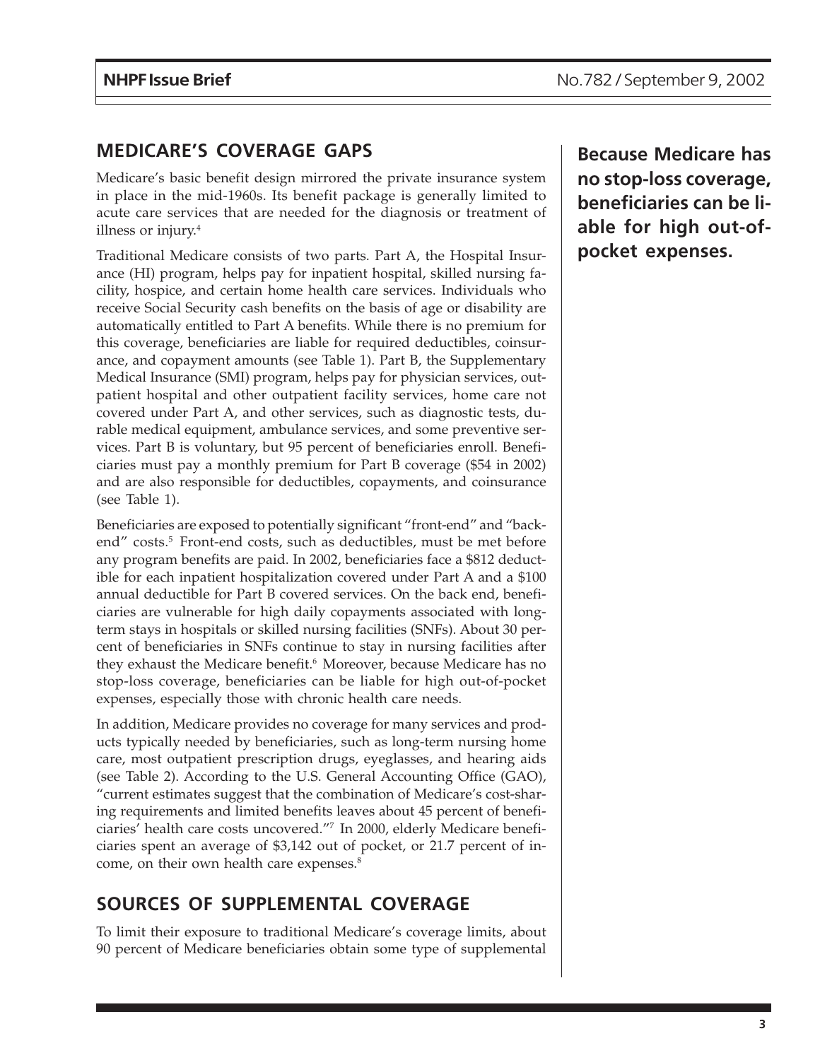## MEDICARE'S COVERAGE GAPS

Medicare's basic benefit design mirrored the private insurance system in place in the mid-1960s. Its benefit package is generally limited to acute care services that are needed for the diagnosis or treatment of illness or injury.[4]

Traditional Medicare consists of two parts. Part A, the Hospital Insurance (HI) program, helps pay for inpatient hospital, skilled nursing facility, hospice, and certain home health care services. Individuals who receive Social Security cash benefits on the basis of age or disability are automatically entitled to Part A benefits. While there is no premium for this coverage, beneficiaries are liable for required deductibles, coinsurance, and copayment amounts (see Table 1). Part B, the Supplementary Medical Insurance (SMI) program, helps pay for physician services, outpatient hospital and other outpatient facility services, home care not covered under Part A, and other services, such as diagnostic tests, durable medical equipment, ambulance services, and some preventive services. Part B is voluntary, but 95 percent of beneficiaries enroll. Beneficiaries must pay a monthly premium for Part B coverage ($54 in 2002) and are also responsible for deductibles, copayments, and coinsurance (see Table 1).

Beneficiaries are exposed to potentially significant "front-end" and "back-end" costs.[5] Front-end costs, such as deductibles, must be met before any program benefits are paid. In 2002, beneficiaries face a $812 deductible for each inpatient hospitalization covered under Part A and a $100 annual deductible for Part B covered services. On the back end, beneficiaries are vulnerable for high daily copayments associated with long-term stays in hospitals or skilled nursing facilities (SNFs). About 30 percent of beneficiaries in SNFs continue to stay in nursing facilities after they exhaust the Medicare benefit.[6] Moreover, because Medicare has no stop-loss coverage, beneficiaries can be liable for high out-of-pocket expenses, especially those with chronic health care needs.

**Because Medicare has no stop-loss coverage, beneficiaries can be liable for high out-of-pocket expenses.**

In addition, Medicare provides no coverage for many services and products typically needed by beneficiaries, such as long-term nursing home care, most outpatient prescription drugs, eyeglasses, and hearing aids (see Table 2). According to the U.S. General Accounting Office (GAO), "current estimates suggest that the combination of Medicare's cost-sharing requirements and limited benefits leaves about 45 percent of beneficiaries' health care costs uncovered."[7] In 2000, elderly Medicare beneficiaries spent an average of $3,142 out of pocket, or 21.7 percent of income, on their own health care expenses.[8]

## SOURCES OF SUPPLEMENTAL COVERAGE

To limit their exposure to traditional Medicare's coverage limits, about 90 percent of Medicare beneficiaries obtain some type of supplemental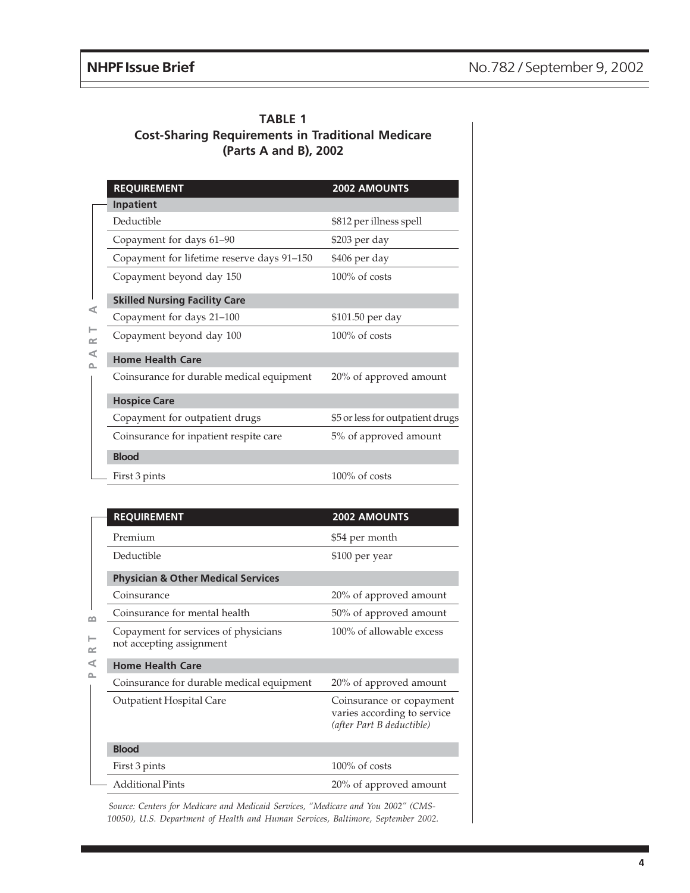**TABLE 1**
**Cost-Sharing Requirements in Traditional Medicare (Parts A and B), 2002**

**PART A**

| REQUIREMENT | 2002 AMOUNTS |
|---|---|
| **Inpatient** | |
| Deductible | $812 per illness spell |
| Copayment for days 61–90 | $203 per day |
| Copayment for lifetime reserve days 91–150 | $406 per day |
| Copayment beyond day 150 | 100% of costs |
| **Skilled Nursing Facility Care** | |
| Copayment for days 21–100 | $101.50 per day |
| Copayment beyond day 100 | 100% of costs |
| **Home Health Care** | |
| Coinsurance for durable medical equipment | 20% of approved amount |
| **Hospice Care** | |
| Copayment for outpatient drugs | $5 or less for outpatient drugs |
| Coinsurance for inpatient respite care | 5% of approved amount |
| **Blood** | |
| First 3 pints | 100% of costs |

**PART B**

| REQUIREMENT | 2002 AMOUNTS |
|---|---|
| Premium | $54 per month |
| Deductible | $100 per year |
| **Physician & Other Medical Services** | |
| Coinsurance | 20% of approved amount |
| Coinsurance for mental health | 50% of approved amount |
| Copayment for services of physicians not accepting assignment | 100% of allowable excess |
| **Home Health Care** | |
| Coinsurance for durable medical equipment | 20% of approved amount |
| Outpatient Hospital Care | Coinsurance or copayment varies according to service *(after Part B deductible)* |
| **Blood** | |
| First 3 pints | 100% of costs |
| Additional Pints | 20% of approved amount |

*Source: Centers for Medicare and Medicaid Services, "Medicare and You 2002" (CMS-10050), U.S. Department of Health and Human Services, Baltimore, September 2002.*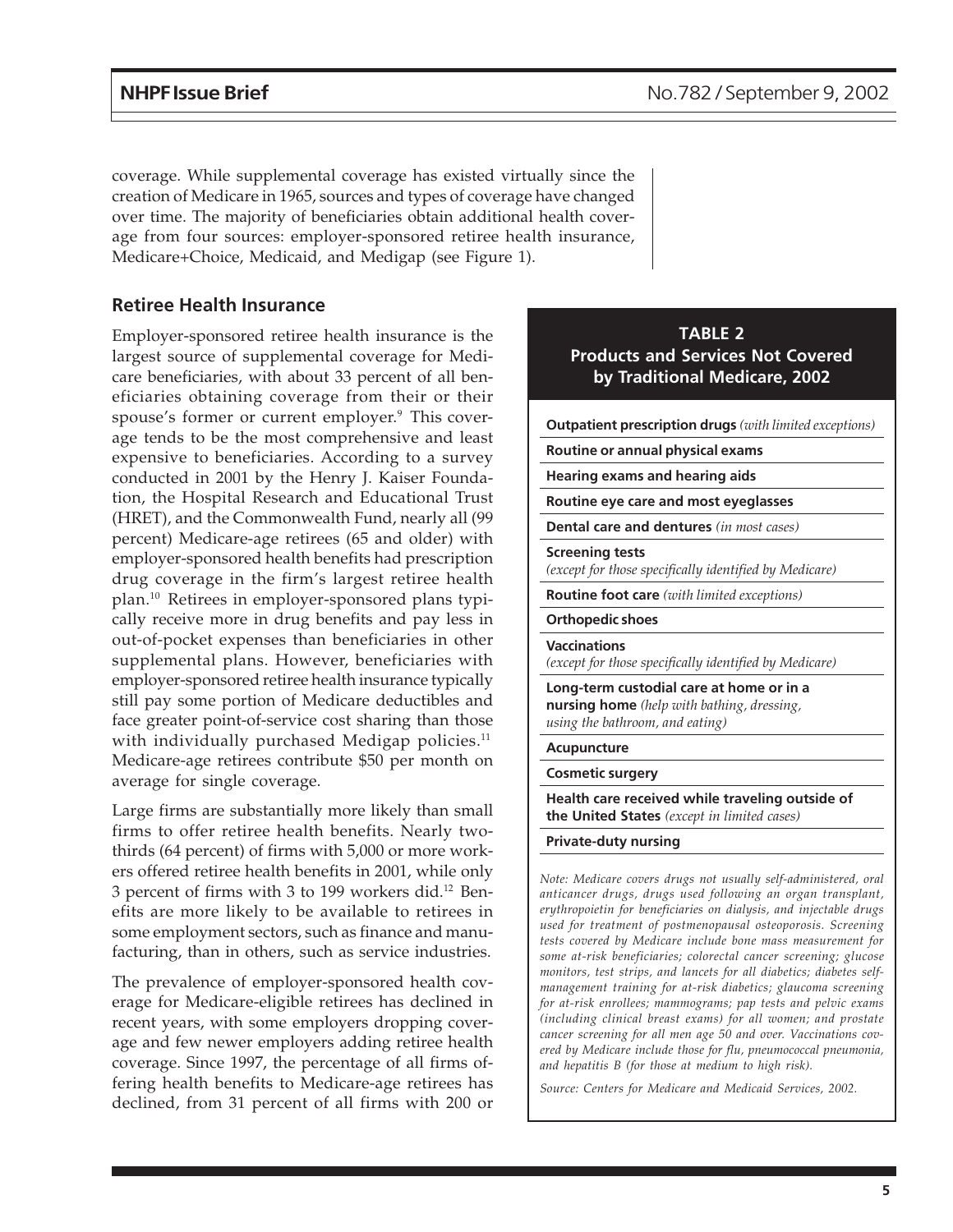coverage. While supplemental coverage has existed virtually since the creation of Medicare in 1965, sources and types of coverage have changed over time. The majority of beneficiaries obtain additional health coverage from four sources: employer-sponsored retiree health insurance, Medicare+Choice, Medicaid, and Medigap (see Figure 1).

## Retiree Health Insurance

Employer-sponsored retiree health insurance is the largest source of supplemental coverage for Medicare beneficiaries, with about 33 percent of all beneficiaries obtaining coverage from their or their spouse's former or current employer.[9] This coverage tends to be the most comprehensive and least expensive to beneficiaries. According to a survey conducted in 2001 by the Henry J. Kaiser Foundation, the Hospital Research and Educational Trust (HRET), and the Commonwealth Fund, nearly all (99 percent) Medicare-age retirees (65 and older) with employer-sponsored health benefits had prescription drug coverage in the firm's largest retiree health plan.[10] Retirees in employer-sponsored plans typically receive more in drug benefits and pay less in out-of-pocket expenses than beneficiaries in other supplemental plans. However, beneficiaries with employer-sponsored retiree health insurance typically still pay some portion of Medicare deductibles and face greater point-of-service cost sharing than those with individually purchased Medigap policies.[11] Medicare-age retirees contribute $50 per month on average for single coverage.

Large firms are substantially more likely than small firms to offer retiree health benefits. Nearly two-thirds (64 percent) of firms with 5,000 or more workers offered retiree health benefits in 2001, while only 3 percent of firms with 3 to 199 workers did.[12] Benefits are more likely to be available to retirees in some employment sectors, such as finance and manufacturing, than in others, such as service industries.

The prevalence of employer-sponsored health coverage for Medicare-eligible retirees has declined in recent years, with some employers dropping coverage and few newer employers adding retiree health coverage. Since 1997, the percentage of all firms offering health benefits to Medicare-age retirees has declined, from 31 percent of all firms with 200 or

**TABLE 2**
**Products and Services Not Covered by Traditional Medicare, 2002**

| |
|---|
| **Outpatient prescription drugs** *(with limited exceptions)* |
| **Routine or annual physical exams** |
| **Hearing exams and hearing aids** |
| **Routine eye care and most eyeglasses** |
| **Dental care and dentures** *(in most cases)* |
| **Screening tests** *(except for those specifically identified by Medicare)* |
| **Routine foot care** *(with limited exceptions)* |
| **Orthopedic shoes** |
| **Vaccinations** *(except for those specifically identified by Medicare)* |
| **Long-term custodial care at home or in a nursing home** *(help with bathing, dressing, using the bathroom, and eating)* |
| **Acupuncture** |
| **Cosmetic surgery** |
| **Health care received while traveling outside of the United States** *(except in limited cases)* |
| **Private-duty nursing** |

*Note: Medicare covers drugs not usually self-administered, oral anticancer drugs, drugs used following an organ transplant, erythropoietin for beneficiaries on dialysis, and injectable drugs used for treatment of postmenopausal osteoporosis. Screening tests covered by Medicare include bone mass measurement for some at-risk beneficiaries; colorectal cancer screening; glucose monitors, test strips, and lancets for all diabetics; diabetes self-management training for at-risk diabetics; glaucoma screening for at-risk enrollees; mammograms; pap tests and pelvic exams (including clinical breast exams) for all women; and prostate cancer screening for all men age 50 and over. Vaccinations covered by Medicare include those for flu, pneumococcal pneumonia, and hepatitis B (for those at medium to high risk).*

*Source: Centers for Medicare and Medicaid Services, 2002.*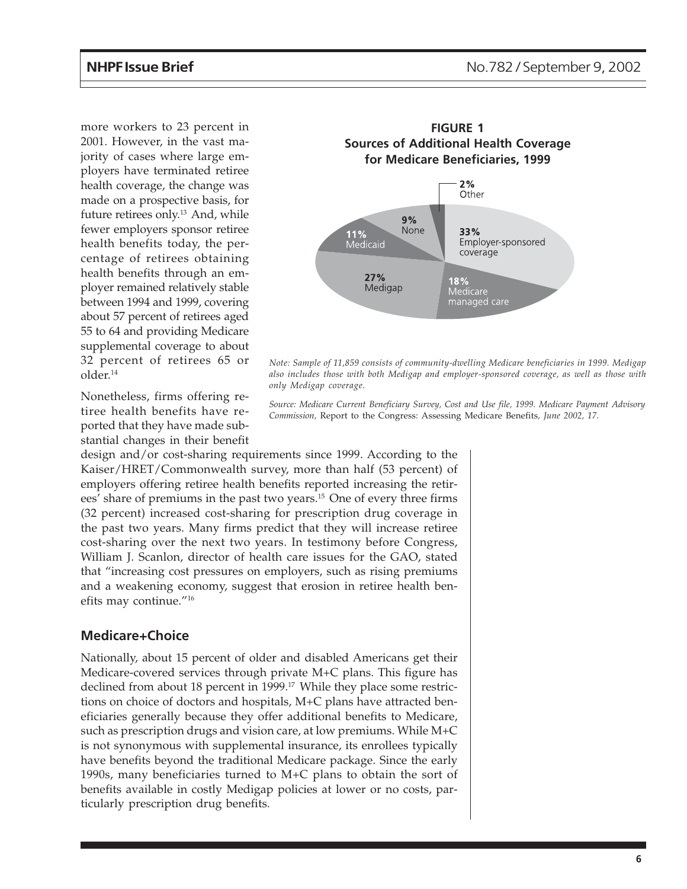more workers to 23 percent in 2001. However, in the vast majority of cases where large employers have terminated retiree health coverage, the change was made on a prospective basis, for future retirees only.[13] And, while fewer employers sponsor retiree health benefits today, the percentage of retirees obtaining health benefits through an employer remained relatively stable between 1994 and 1999, covering about 57 percent of retirees aged 55 to 64 and providing Medicare supplemental coverage to about 32 percent of retirees 65 or older.[14]

**FIGURE 1**
**Sources of Additional Health Coverage for Medicare Beneficiaries, 1999**

| Source | Percent |
| --- | --- |
| Employer-sponsored coverage | 33% |
| Medicare managed care | 18% |
| Medigap | 27% |
| Medicaid | 11% |
| None | 9% |
| Other | 2% |

*Note: Sample of 11,859 consists of community-dwelling Medicare beneficiaries in 1999. Medigap also includes those with both Medigap and employer-sponsored coverage, as well as those with only Medigap coverage.*

*Source: Medicare Current Beneficiary Survey, Cost and Use file, 1999. Medicare Payment Advisory Commission,* Report to the Congress: Assessing Medicare Benefits, *June 2002, 17.*

Nonetheless, firms offering retiree health benefits have reported that they have made substantial changes in their benefit design and/or cost-sharing requirements since 1999. According to the Kaiser/HRET/Commonwealth survey, more than half (53 percent) of employers offering retiree health benefits reported increasing the retirees' share of premiums in the past two years.[15] One of every three firms (32 percent) increased cost-sharing for prescription drug coverage in the past two years. Many firms predict that they will increase retiree cost-sharing over the next two years. In testimony before Congress, William J. Scanlon, director of health care issues for the GAO, stated that "increasing cost pressures on employers, such as rising premiums and a weakening economy, suggest that erosion in retiree health benefits may continue."[16]

## Medicare+Choice

Nationally, about 15 percent of older and disabled Americans get their Medicare-covered services through private M+C plans. This figure has declined from about 18 percent in 1999.[17] While they place some restrictions on choice of doctors and hospitals, M+C plans have attracted beneficiaries generally because they offer additional benefits to Medicare, such as prescription drugs and vision care, at low premiums. While M+C is not synonymous with supplemental insurance, its enrollees typically have benefits beyond the traditional Medicare package. Since the early 1990s, many beneficiaries turned to M+C plans to obtain the sort of benefits available in costly Medigap policies at lower or no costs, particularly prescription drug benefits.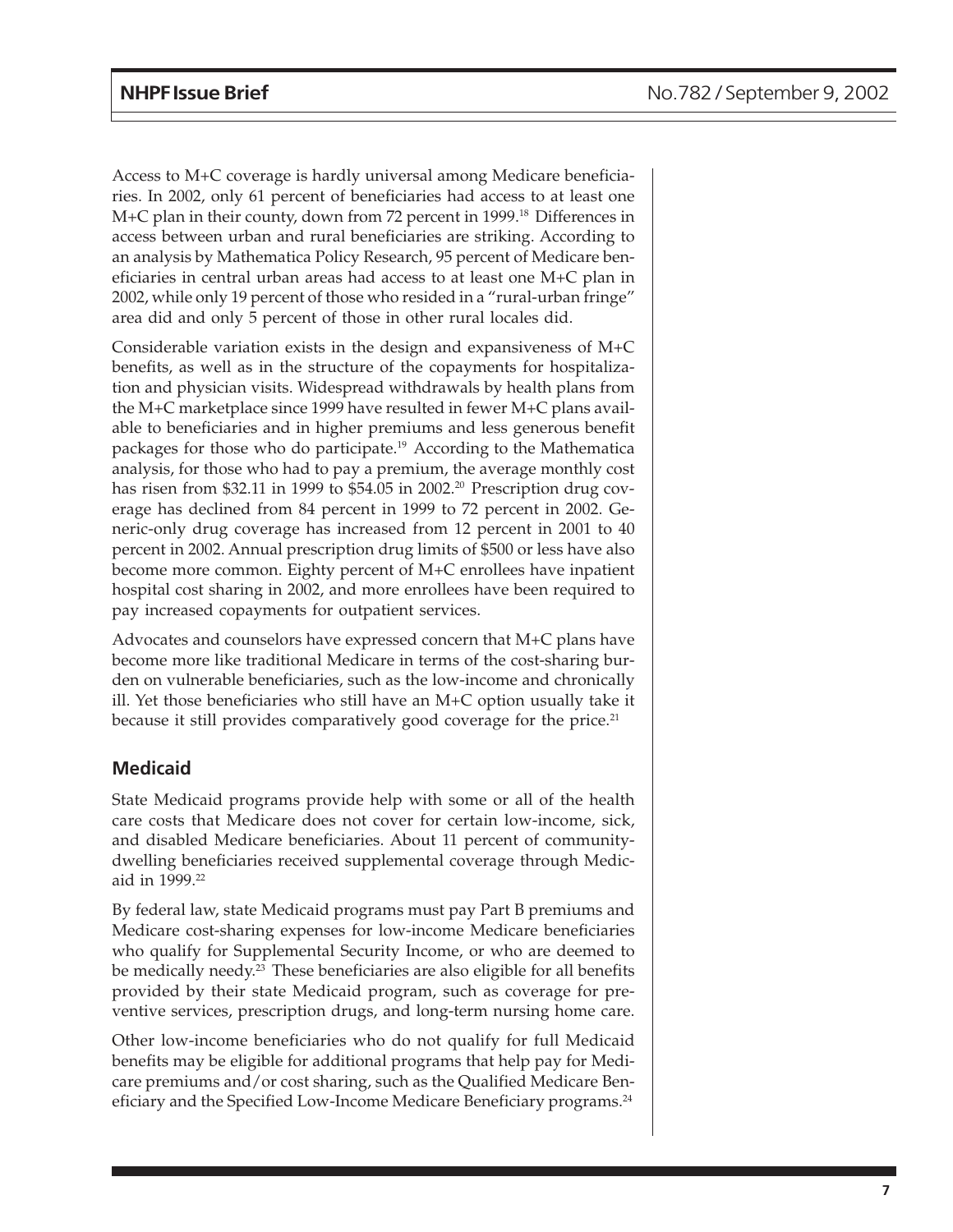Access to M+C coverage is hardly universal among Medicare beneficiaries. In 2002, only 61 percent of beneficiaries had access to at least one M+C plan in their county, down from 72 percent in 1999.[18] Differences in access between urban and rural beneficiaries are striking. According to an analysis by Mathematica Policy Research, 95 percent of Medicare beneficiaries in central urban areas had access to at least one M+C plan in 2002, while only 19 percent of those who resided in a "rural-urban fringe" area did and only 5 percent of those in other rural locales did.

Considerable variation exists in the design and expansiveness of M+C benefits, as well as in the structure of the copayments for hospitalization and physician visits. Widespread withdrawals by health plans from the M+C marketplace since 1999 have resulted in fewer M+C plans available to beneficiaries and in higher premiums and less generous benefit packages for those who do participate.[19] According to the Mathematica analysis, for those who had to pay a premium, the average monthly cost has risen from $32.11 in 1999 to $54.05 in 2002.[20] Prescription drug coverage has declined from 84 percent in 1999 to 72 percent in 2002. Generic-only drug coverage has increased from 12 percent in 2001 to 40 percent in 2002. Annual prescription drug limits of $500 or less have also become more common. Eighty percent of M+C enrollees have inpatient hospital cost sharing in 2002, and more enrollees have been required to pay increased copayments for outpatient services.

Advocates and counselors have expressed concern that M+C plans have become more like traditional Medicare in terms of the cost-sharing burden on vulnerable beneficiaries, such as the low-income and chronically ill. Yet those beneficiaries who still have an M+C option usually take it because it still provides comparatively good coverage for the price.[21]

## Medicaid

State Medicaid programs provide help with some or all of the health care costs that Medicare does not cover for certain low-income, sick, and disabled Medicare beneficiaries. About 11 percent of community-dwelling beneficiaries received supplemental coverage through Medicaid in 1999.[22]

By federal law, state Medicaid programs must pay Part B premiums and Medicare cost-sharing expenses for low-income Medicare beneficiaries who qualify for Supplemental Security Income, or who are deemed to be medically needy.[23] These beneficiaries are also eligible for all benefits provided by their state Medicaid program, such as coverage for preventive services, prescription drugs, and long-term nursing home care.

Other low-income beneficiaries who do not qualify for full Medicaid benefits may be eligible for additional programs that help pay for Medicare premiums and/or cost sharing, such as the Qualified Medicare Beneficiary and the Specified Low-Income Medicare Beneficiary programs.[24]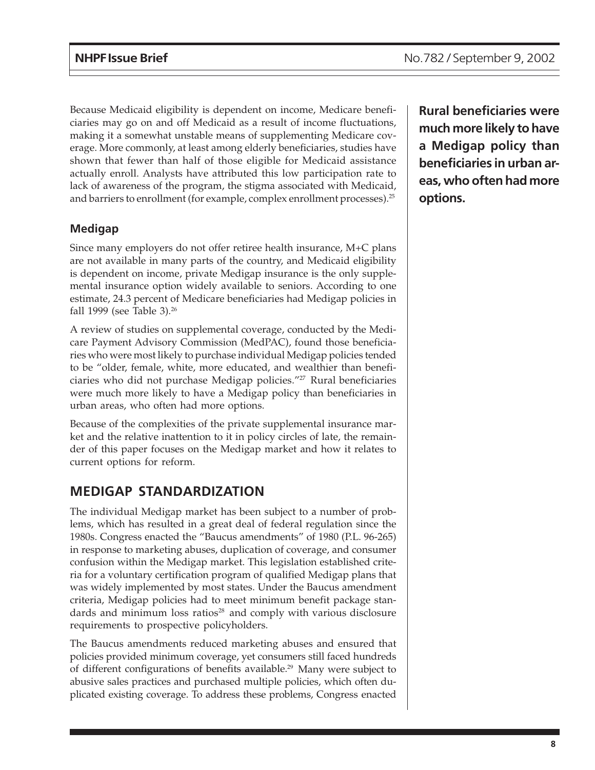Because Medicaid eligibility is dependent on income, Medicare beneficiaries may go on and off Medicaid as a result of income fluctuations, making it a somewhat unstable means of supplementing Medicare coverage. More commonly, at least among elderly beneficiaries, studies have shown that fewer than half of those eligible for Medicaid assistance actually enroll. Analysts have attributed this low participation rate to lack of awareness of the program, the stigma associated with Medicaid, and barriers to enrollment (for example, complex enrollment processes).[25]

**Rural beneficiaries were much more likely to have a Medigap policy than beneficiaries in urban areas, who often had more options.**

### Medigap

Since many employers do not offer retiree health insurance, M+C plans are not available in many parts of the country, and Medicaid eligibility is dependent on income, private Medigap insurance is the only supplemental insurance option widely available to seniors. According to one estimate, 24.3 percent of Medicare beneficiaries had Medigap policies in fall 1999 (see Table 3).[26]

A review of studies on supplemental coverage, conducted by the Medicare Payment Advisory Commission (MedPAC), found those beneficiaries who were most likely to purchase individual Medigap policies tended to be "older, female, white, more educated, and wealthier than beneficiaries who did not purchase Medigap policies."[27] Rural beneficiaries were much more likely to have a Medigap policy than beneficiaries in urban areas, who often had more options.

Because of the complexities of the private supplemental insurance market and the relative inattention to it in policy circles of late, the remainder of this paper focuses on the Medigap market and how it relates to current options for reform.

## MEDIGAP STANDARDIZATION

The individual Medigap market has been subject to a number of problems, which has resulted in a great deal of federal regulation since the 1980s. Congress enacted the "Baucus amendments" of 1980 (P.L. 96-265) in response to marketing abuses, duplication of coverage, and consumer confusion within the Medigap market. This legislation established criteria for a voluntary certification program of qualified Medigap plans that was widely implemented by most states. Under the Baucus amendment criteria, Medigap policies had to meet minimum benefit package standards and minimum loss ratios[28] and comply with various disclosure requirements to prospective policyholders.

The Baucus amendments reduced marketing abuses and ensured that policies provided minimum coverage, yet consumers still faced hundreds of different configurations of benefits available.[29] Many were subject to abusive sales practices and purchased multiple policies, which often duplicated existing coverage. To address these problems, Congress enacted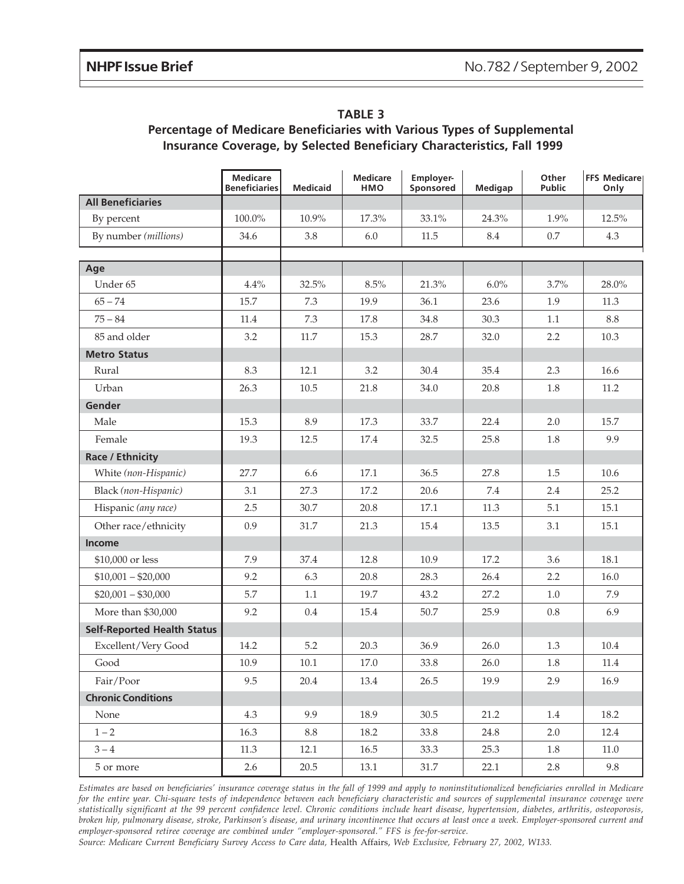**TABLE 3**
**Percentage of Medicare Beneficiaries with Various Types of Supplemental Insurance Coverage, by Selected Beneficiary Characteristics, Fall 1999**

| | Medicare Beneficiaries | Medicaid | Medicare HMO | Employer-Sponsored | Medigap | Other Public | FFS Medicare Only |
|---|---|---|---|---|---|---|---|
| **All Beneficiaries** | | | | | | | |
| By percent | 100.0% | 10.9% | 17.3% | 33.1% | 24.3% | 1.9% | 12.5% |
| By number *(millions)* | 34.6 | 3.8 | 6.0 | 11.5 | 8.4 | 0.7 | 4.3 |
| | | | | | | | |
| **Age** | | | | | | | |
| Under 65 | 4.4% | 32.5% | 8.5% | 21.3% | 6.0% | 3.7% | 28.0% |
| 65 – 74 | 15.7 | 7.3 | 19.9 | 36.1 | 23.6 | 1.9 | 11.3 |
| 75 – 84 | 11.4 | 7.3 | 17.8 | 34.8 | 30.3 | 1.1 | 8.8 |
| 85 and older | 3.2 | 11.7 | 15.3 | 28.7 | 32.0 | 2.2 | 10.3 |
| **Metro Status** | | | | | | | |
| Rural | 8.3 | 12.1 | 3.2 | 30.4 | 35.4 | 2.3 | 16.6 |
| Urban | 26.3 | 10.5 | 21.8 | 34.0 | 20.8 | 1.8 | 11.2 |
| **Gender** | | | | | | | |
| Male | 15.3 | 8.9 | 17.3 | 33.7 | 22.4 | 2.0 | 15.7 |
| Female | 19.3 | 12.5 | 17.4 | 32.5 | 25.8 | 1.8 | 9.9 |
| **Race / Ethnicity** | | | | | | | |
| White *(non-Hispanic)* | 27.7 | 6.6 | 17.1 | 36.5 | 27.8 | 1.5 | 10.6 |
| Black *(non-Hispanic)* | 3.1 | 27.3 | 17.2 | 20.6 | 7.4 | 2.4 | 25.2 |
| Hispanic *(any race)* | 2.5 | 30.7 | 20.8 | 17.1 | 11.3 | 5.1 | 15.1 |
| Other race/ethnicity | 0.9 | 31.7 | 21.3 | 15.4 | 13.5 | 3.1 | 15.1 |
| **Income** | | | | | | | |
| $10,000 or less | 7.9 | 37.4 | 12.8 | 10.9 | 17.2 | 3.6 | 18.1 |
| $10,001 – $20,000 | 9.2 | 6.3 | 20.8 | 28.3 | 26.4 | 2.2 | 16.0 |
| $20,001 – $30,000 | 5.7 | 1.1 | 19.7 | 43.2 | 27.2 | 1.0 | 7.9 |
| More than $30,000 | 9.2 | 0.4 | 15.4 | 50.7 | 25.9 | 0.8 | 6.9 |
| **Self-Reported Health Status** | | | | | | | |
| Excellent/Very Good | 14.2 | 5.2 | 20.3 | 36.9 | 26.0 | 1.3 | 10.4 |
| Good | 10.9 | 10.1 | 17.0 | 33.8 | 26.0 | 1.8 | 11.4 |
| Fair/Poor | 9.5 | 20.4 | 13.4 | 26.5 | 19.9 | 2.9 | 16.9 |
| **Chronic Conditions** | | | | | | | |
| None | 4.3 | 9.9 | 18.9 | 30.5 | 21.2 | 1.4 | 18.2 |
| 1 – 2 | 16.3 | 8.8 | 18.2 | 33.8 | 24.8 | 2.0 | 12.4 |
| 3 – 4 | 11.3 | 12.1 | 16.5 | 33.3 | 25.3 | 1.8 | 11.0 |
| 5 or more | 2.6 | 20.5 | 13.1 | 31.7 | 22.1 | 2.8 | 9.8 |

*Estimates are based on beneficiaries' insurance coverage status in the fall of 1999 and apply to noninstitutionalized beneficiaries enrolled in Medicare for the entire year. Chi-square tests of independence between each beneficiary characteristic and sources of supplemental insurance coverage were statistically significant at the 99 percent confidence level. Chronic conditions include heart disease, hypertension, diabetes, arthritis, osteoporosis, broken hip, pulmonary disease, stroke, Parkinson's disease, and urinary incontinence that occurs at least once a week. Employer-sponsored current and employer-sponsored retiree coverage are combined under "employer-sponsored." FFS is fee-for-service.*

*Source: Medicare Current Beneficiary Survey Access to Care data,* Health Affairs, *Web Exclusive, February 27, 2002, W133.*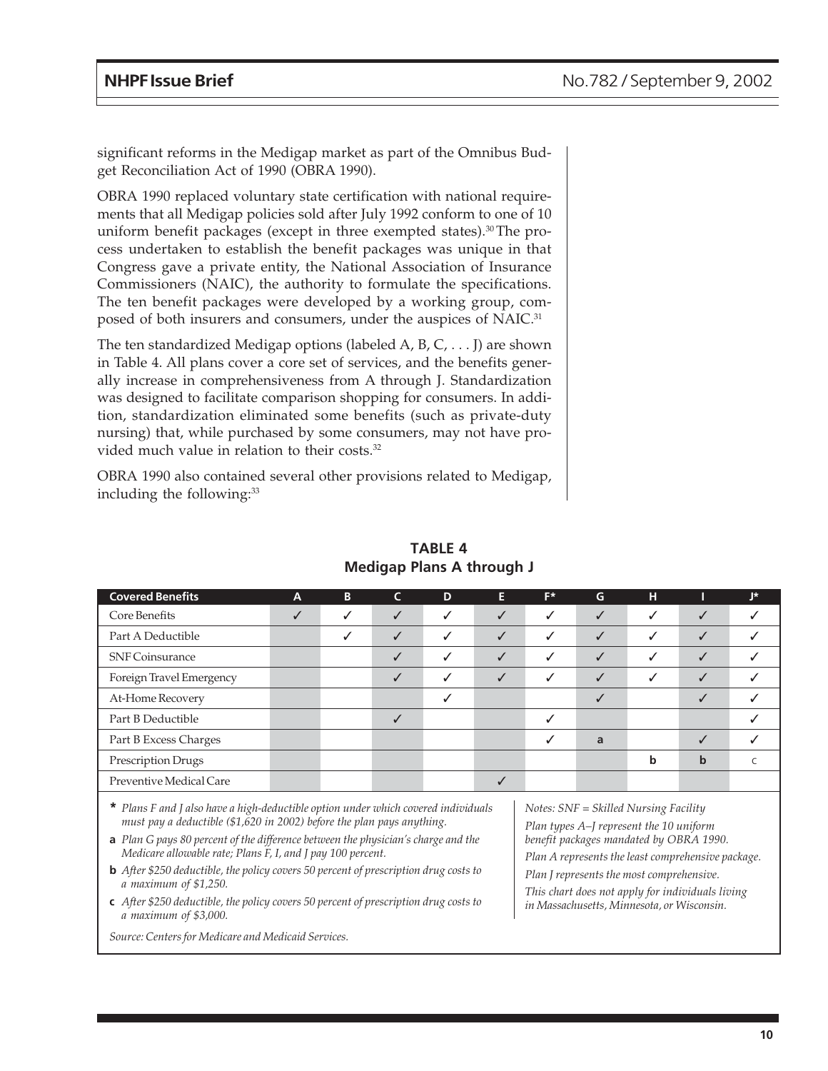significant reforms in the Medigap market as part of the Omnibus Budget Reconciliation Act of 1990 (OBRA 1990).

OBRA 1990 replaced voluntary state certification with national requirements that all Medigap policies sold after July 1992 conform to one of 10 uniform benefit packages (except in three exempted states).[30] The process undertaken to establish the benefit packages was unique in that Congress gave a private entity, the National Association of Insurance Commissioners (NAIC), the authority to formulate the specifications. The ten benefit packages were developed by a working group, composed of both insurers and consumers, under the auspices of NAIC.[31]

The ten standardized Medigap options (labeled A, B, C, . . . J) are shown in Table 4. All plans cover a core set of services, and the benefits generally increase in comprehensiveness from A through J. Standardization was designed to facilitate comparison shopping for consumers. In addition, standardization eliminated some benefits (such as private-duty nursing) that, while purchased by some consumers, may not have provided much value in relation to their costs.[32]

OBRA 1990 also contained several other provisions related to Medigap, including the following:[33]

**TABLE 4**
**Medigap Plans A through J**

| Covered Benefits | A | B | C | D | E | F* | G | H | I | J* |
|---|---|---|---|---|---|---|---|---|---|---|
| Core Benefits | ✓ | ✓ | ✓ | ✓ | ✓ | ✓ | ✓ | ✓ | ✓ | ✓ |
| Part A Deductible | | ✓ | ✓ | ✓ | ✓ | ✓ | ✓ | ✓ | ✓ | ✓ |
| SNF Coinsurance | | | ✓ | ✓ | ✓ | ✓ | ✓ | ✓ | ✓ | ✓ |
| Foreign Travel Emergency | | | ✓ | ✓ | ✓ | ✓ | ✓ | ✓ | ✓ | ✓ |
| At-Home Recovery | | | | ✓ | | | ✓ | | ✓ | ✓ |
| Part B Deductible | | | ✓ | | | ✓ | | | | ✓ |
| Part B Excess Charges | | | | | | ✓ | a | | ✓ | ✓ |
| Prescription Drugs | | | | | | | | b | b | c |
| Preventive Medical Care | | | | | ✓ | | | | | |

**\*** *Plans F and J also have a high-deductible option under which covered individuals must pay a deductible ($1,620 in 2002) before the plan pays anything.*

**a** *Plan G pays 80 percent of the difference between the physician's charge and the Medicare allowable rate; Plans F, I, and J pay 100 percent.*

**b** *After $250 deductible, the policy covers 50 percent of prescription drug costs to a maximum of $1,250.*

**c** *After $250 deductible, the policy covers 50 percent of prescription drug costs to a maximum of $3,000.*

*Notes: SNF = Skilled Nursing Facility*

*Plan types A–J represent the 10 uniform benefit packages mandated by OBRA 1990.*

*Plan A represents the least comprehensive package.*

*Plan J represents the most comprehensive.*

*This chart does not apply for individuals living in Massachusetts, Minnesota, or Wisconsin.*

*Source: Centers for Medicare and Medicaid Services.*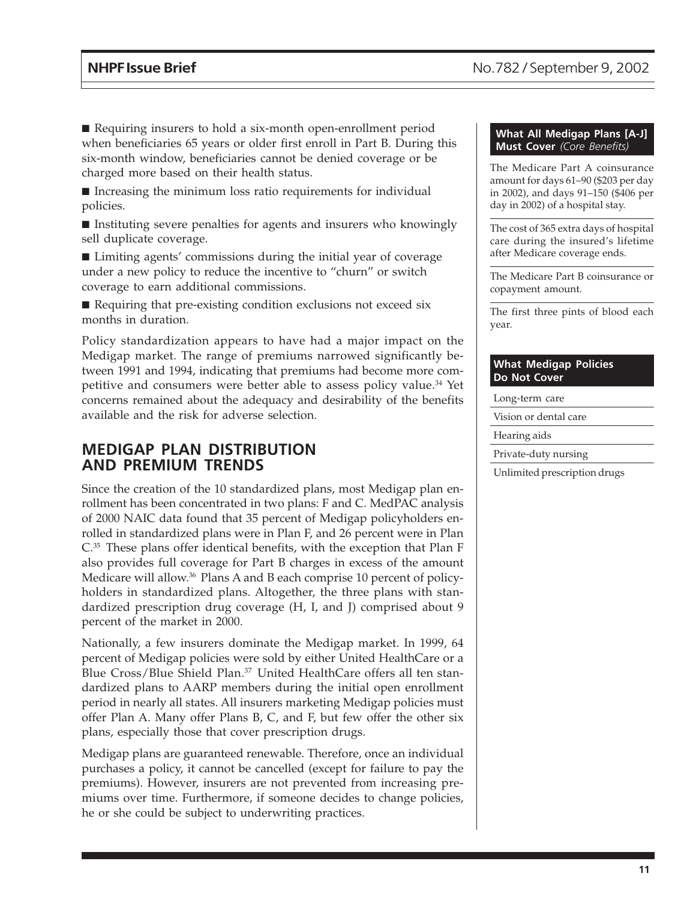- Requiring insurers to hold a six-month open-enrollment period when beneficiaries 65 years or older first enroll in Part B. During this six-month window, beneficiaries cannot be denied coverage or be charged more based on their health status.
- Increasing the minimum loss ratio requirements for individual policies.
- Instituting severe penalties for agents and insurers who knowingly sell duplicate coverage.
- Limiting agents' commissions during the initial year of coverage under a new policy to reduce the incentive to "churn" or switch coverage to earn additional commissions.
- Requiring that pre-existing condition exclusions not exceed six months in duration.

Policy standardization appears to have had a major impact on the Medigap market. The range of premiums narrowed significantly between 1991 and 1994, indicating that premiums had become more competitive and consumers were better able to assess policy value.[34] Yet concerns remained about the adequacy and desirability of the benefits available and the risk for adverse selection.

## MEDIGAP PLAN DISTRIBUTION AND PREMIUM TRENDS

Since the creation of the 10 standardized plans, most Medigap plan enrollment has been concentrated in two plans: F and C. MedPAC analysis of 2000 NAIC data found that 35 percent of Medigap policyholders enrolled in standardized plans were in Plan F, and 26 percent were in Plan C.[35] These plans offer identical benefits, with the exception that Plan F also provides full coverage for Part B charges in excess of the amount Medicare will allow.[36] Plans A and B each comprise 10 percent of policyholders in standardized plans. Altogether, the three plans with standardized prescription drug coverage (H, I, and J) comprised about 9 percent of the market in 2000.

Nationally, a few insurers dominate the Medigap market. In 1999, 64 percent of Medigap policies were sold by either United HealthCare or a Blue Cross/Blue Shield Plan.[37] United HealthCare offers all ten standardized plans to AARP members during the initial open enrollment period in nearly all states. All insurers marketing Medigap policies must offer Plan A. Many offer Plans B, C, and F, but few offer the other six plans, especially those that cover prescription drugs.

Medigap plans are guaranteed renewable. Therefore, once an individual purchases a policy, it cannot be cancelled (except for failure to pay the premiums). However, insurers are not prevented from increasing premiums over time. Furthermore, if someone decides to change policies, he or she could be subject to underwriting practices.

| **What All Medigap Plans [A-J] Must Cover** *(Core Benefits)* |
|---|
| The Medicare Part A coinsurance amount for days 61–90 ($203 per day in 2002), and days 91–150 ($406 per day in 2002) of a hospital stay. |
| The cost of 365 extra days of hospital care during the insured's lifetime after Medicare coverage ends. |
| The Medicare Part B coinsurance or copayment amount. |
| The first three pints of blood each year. |

| **What Medigap Policies Do Not Cover** |
|---|
| Long-term care |
| Vision or dental care |
| Hearing aids |
| Private-duty nursing |
| Unlimited prescription drugs |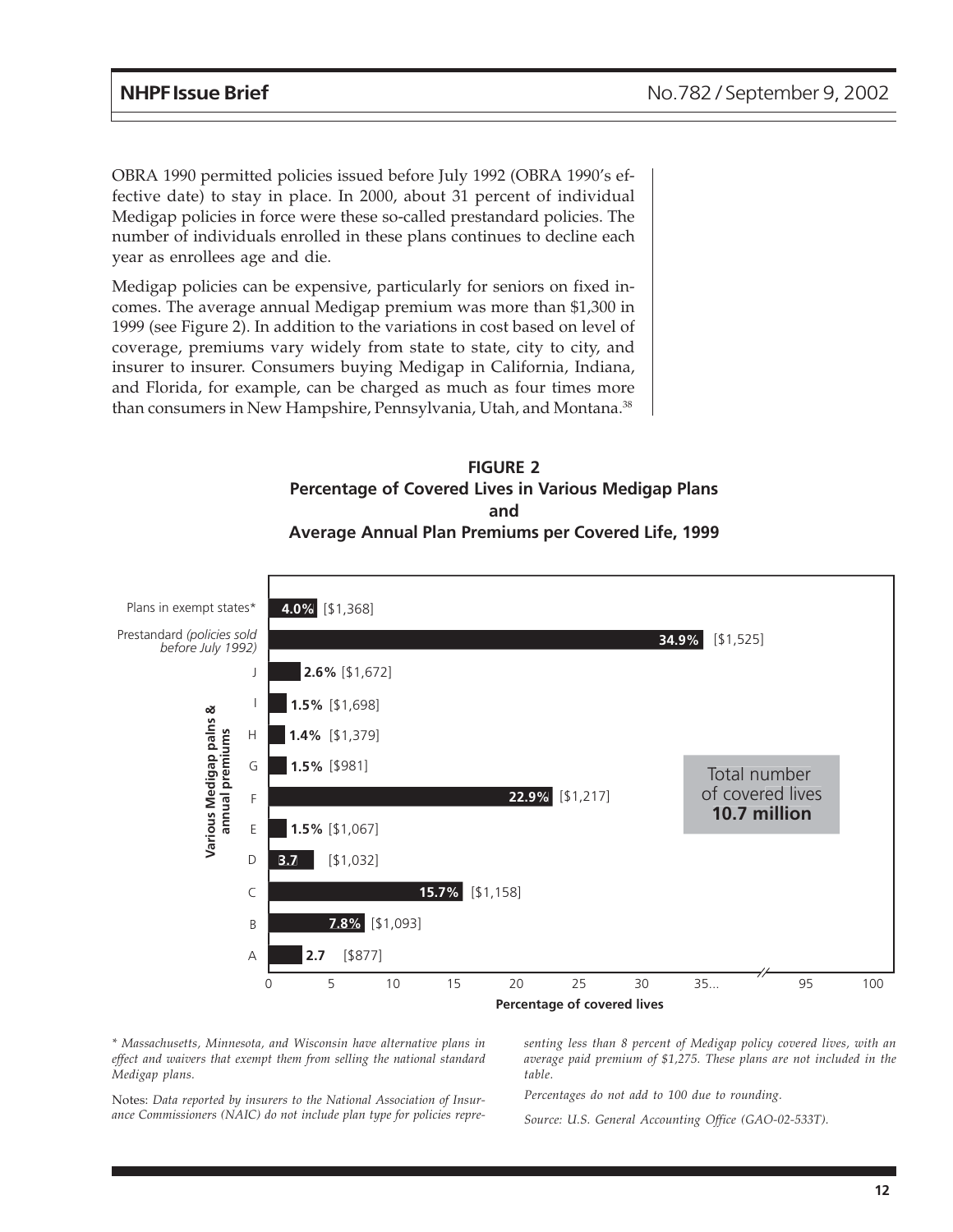OBRA 1990 permitted policies issued before July 1992 (OBRA 1990's effective date) to stay in place. In 2000, about 31 percent of individual Medigap policies in force were these so-called prestandard policies. The number of individuals enrolled in these plans continues to decline each year as enrollees age and die.

Medigap policies can be expensive, particularly for seniors on fixed incomes. The average annual Medigap premium was more than $1,300 in 1999 (see Figure 2). In addition to the variations in cost based on level of coverage, premiums vary widely from state to state, city to city, and insurer to insurer. Consumers buying Medigap in California, Indiana, and Florida, for example, can be charged as much as four times more than consumers in New Hampshire, Pennsylvania, Utah, and Montana.[38]

**FIGURE 2**
**Percentage of Covered Lives in Various Medigap Plans and Average Annual Plan Premiums per Covered Life, 1999**

| Various Medigap palns & annual premiums | Percentage of covered lives | Average annual premium |
|---|---|---|
| Plans in exempt states* | 4.0% | [$1,368] |
| Prestandard *(policies sold before July 1992)* | 34.9% | [$1,525] |
| J | 2.6% | [$1,672] |
| I | 1.5% | [$1,698] |
| H | 1.4% | [$1,379] |
| G | 1.5% | [$981] |
| F | 22.9% | [$1,217] |
| E | 1.5% | [$1,067] |
| D | 3.7 | [$1,032] |
| C | 15.7% | [$1,158] |
| B | 7.8% | [$1,093] |
| A | 2.7 | [$877] |

Total number of covered lives **10.7 million**

*\* Massachusetts, Minnesota, and Wisconsin have alternative plans in effect and waivers that exempt them from selling the national standard Medigap plans.*

Notes: *Data reported by insurers to the National Association of Insurance Commissioners (NAIC) do not include plan type for policies representing less than 8 percent of Medigap policy covered lives, with an average paid premium of $1,275. These plans are not included in the table.*

*Percentages do not add to 100 due to rounding.*

*Source: U.S. General Accounting Office (GAO-02-533T).*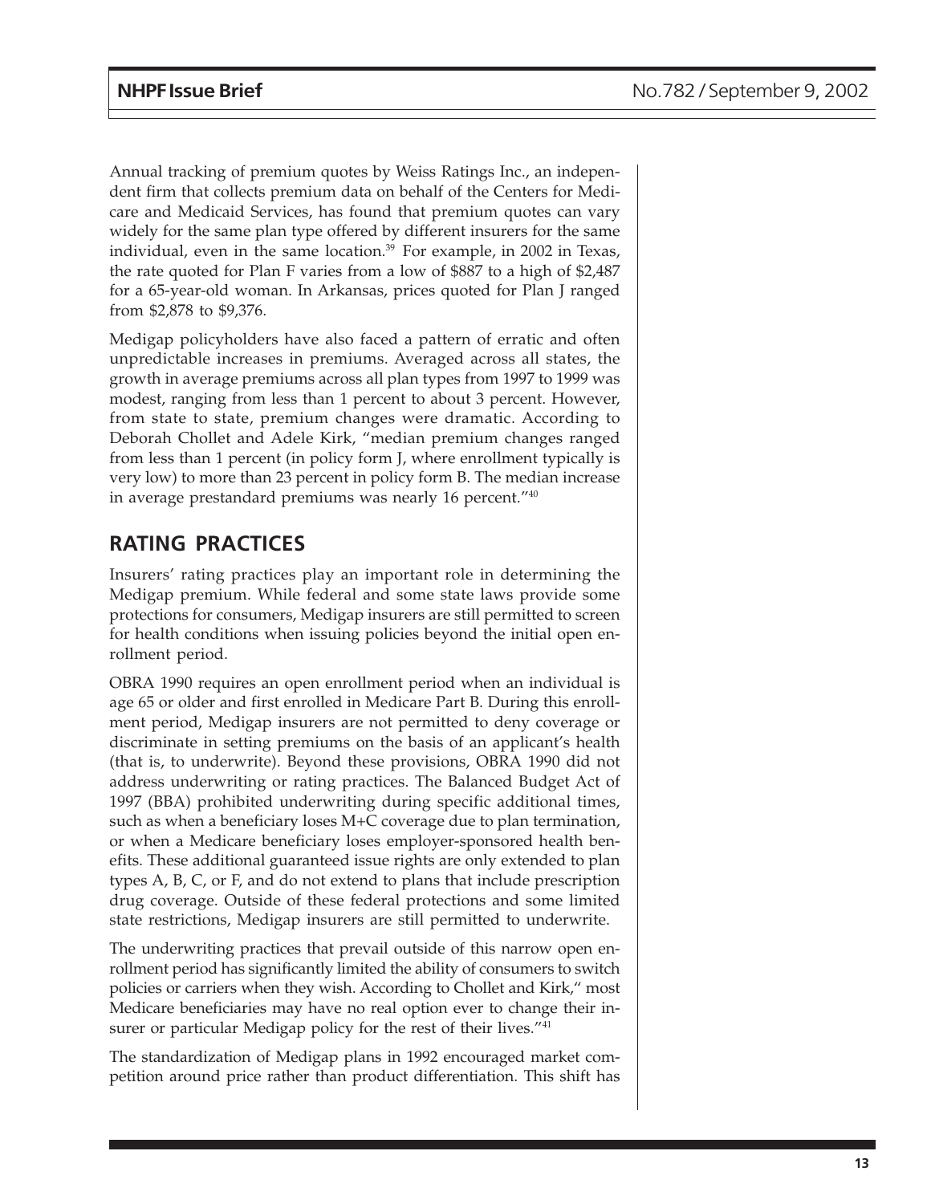Annual tracking of premium quotes by Weiss Ratings Inc., an independent firm that collects premium data on behalf of the Centers for Medicare and Medicaid Services, has found that premium quotes can vary widely for the same plan type offered by different insurers for the same individual, even in the same location.[39] For example, in 2002 in Texas, the rate quoted for Plan F varies from a low of $887 to a high of $2,487 for a 65-year-old woman. In Arkansas, prices quoted for Plan J ranged from $2,878 to $9,376.

Medigap policyholders have also faced a pattern of erratic and often unpredictable increases in premiums. Averaged across all states, the growth in average premiums across all plan types from 1997 to 1999 was modest, ranging from less than 1 percent to about 3 percent. However, from state to state, premium changes were dramatic. According to Deborah Chollet and Adele Kirk, "median premium changes ranged from less than 1 percent (in policy form J, where enrollment typically is very low) to more than 23 percent in policy form B. The median increase in average prestandard premiums was nearly 16 percent."[40]

## RATING PRACTICES

Insurers' rating practices play an important role in determining the Medigap premium. While federal and some state laws provide some protections for consumers, Medigap insurers are still permitted to screen for health conditions when issuing policies beyond the initial open enrollment period.

OBRA 1990 requires an open enrollment period when an individual is age 65 or older and first enrolled in Medicare Part B. During this enrollment period, Medigap insurers are not permitted to deny coverage or discriminate in setting premiums on the basis of an applicant's health (that is, to underwrite). Beyond these provisions, OBRA 1990 did not address underwriting or rating practices. The Balanced Budget Act of 1997 (BBA) prohibited underwriting during specific additional times, such as when a beneficiary loses M+C coverage due to plan termination, or when a Medicare beneficiary loses employer-sponsored health benefits. These additional guaranteed issue rights are only extended to plan types A, B, C, or F, and do not extend to plans that include prescription drug coverage. Outside of these federal protections and some limited state restrictions, Medigap insurers are still permitted to underwrite.

The underwriting practices that prevail outside of this narrow open enrollment period has significantly limited the ability of consumers to switch policies or carriers when they wish. According to Chollet and Kirk," most Medicare beneficiaries may have no real option ever to change their insurer or particular Medigap policy for the rest of their lives."[41]

The standardization of Medigap plans in 1992 encouraged market competition around price rather than product differentiation. This shift has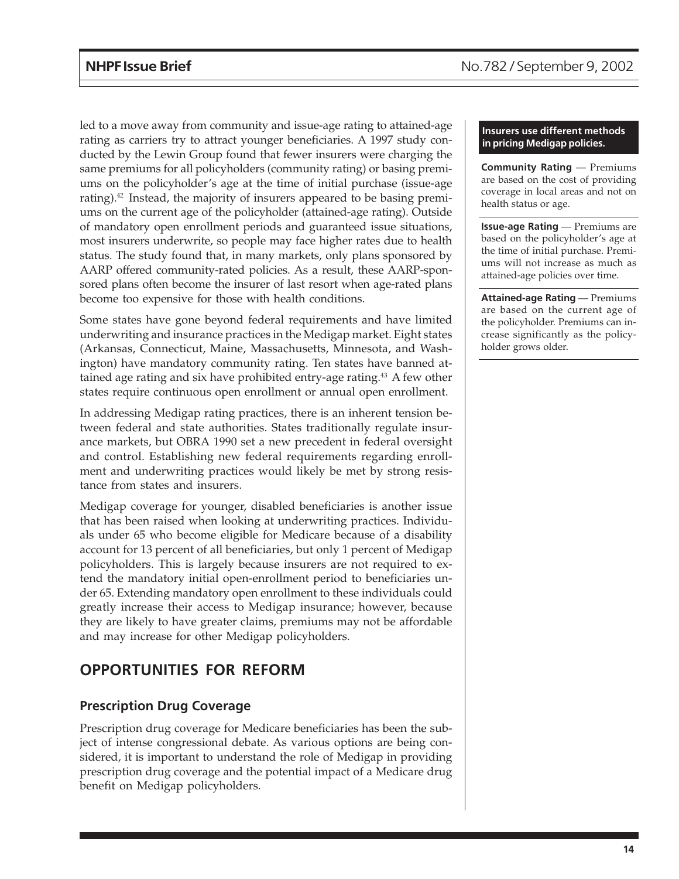led to a move away from community and issue-age rating to attained-age rating as carriers try to attract younger beneficiaries. A 1997 study conducted by the Lewin Group found that fewer insurers were charging the same premiums for all policyholders (community rating) or basing premiums on the policyholder's age at the time of initial purchase (issue-age rating).[42] Instead, the majority of insurers appeared to be basing premiums on the current age of the policyholder (attained-age rating). Outside of mandatory open enrollment periods and guaranteed issue situations, most insurers underwrite, so people may face higher rates due to health status. The study found that, in many markets, only plans sponsored by AARP offered community-rated policies. As a result, these AARP-sponsored plans often become the insurer of last resort when age-rated plans become too expensive for those with health conditions.

**Insurers use different methods in pricing Medigap policies.**

**Community Rating** — Premiums are based on the cost of providing coverage in local areas and not on health status or age.

**Issue-age Rating** — Premiums are based on the policyholder's age at the time of initial purchase. Premiums will not increase as much as attained-age policies over time.

**Attained-age Rating** — Premiums are based on the current age of the policyholder. Premiums can increase significantly as the policyholder grows older.

Some states have gone beyond federal requirements and have limited underwriting and insurance practices in the Medigap market. Eight states (Arkansas, Connecticut, Maine, Massachusetts, Minnesota, and Washington) have mandatory community rating. Ten states have banned attained age rating and six have prohibited entry-age rating.[43] A few other states require continuous open enrollment or annual open enrollment.

In addressing Medigap rating practices, there is an inherent tension between federal and state authorities. States traditionally regulate insurance markets, but OBRA 1990 set a new precedent in federal oversight and control. Establishing new federal requirements regarding enrollment and underwriting practices would likely be met by strong resistance from states and insurers.

Medigap coverage for younger, disabled beneficiaries is another issue that has been raised when looking at underwriting practices. Individuals under 65 who become eligible for Medicare because of a disability account for 13 percent of all beneficiaries, but only 1 percent of Medigap policyholders. This is largely because insurers are not required to extend the mandatory initial open-enrollment period to beneficiaries under 65. Extending mandatory open enrollment to these individuals could greatly increase their access to Medigap insurance; however, because they are likely to have greater claims, premiums may not be affordable and may increase for other Medigap policyholders.

## OPPORTUNITIES FOR REFORM

### Prescription Drug Coverage

Prescription drug coverage for Medicare beneficiaries has been the subject of intense congressional debate. As various options are being considered, it is important to understand the role of Medigap in providing prescription drug coverage and the potential impact of a Medicare drug benefit on Medigap policyholders.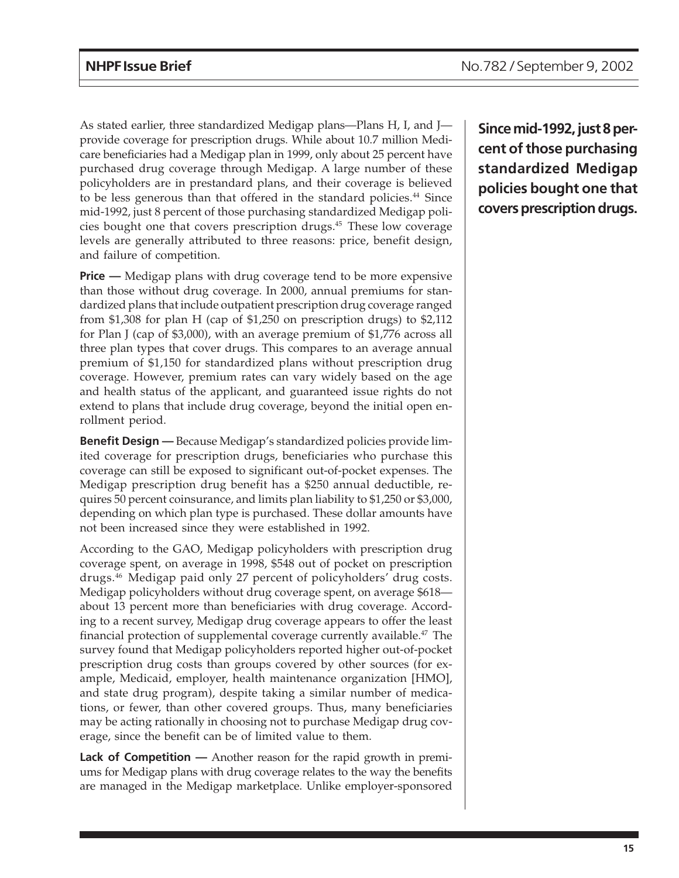As stated earlier, three standardized Medigap plans—Plans H, I, and J—provide coverage for prescription drugs. While about 10.7 million Medicare beneficiaries had a Medigap plan in 1999, only about 25 percent have purchased drug coverage through Medigap. A large number of these policyholders are in prestandard plans, and their coverage is believed to be less generous than that offered in the standard policies.[44] Since mid-1992, just 8 percent of those purchasing standardized Medigap policies bought one that covers prescription drugs.[45] These low coverage levels are generally attributed to three reasons: price, benefit design, and failure of competition.

**Since mid-1992, just 8 percent of those purchasing standardized Medigap policies bought one that covers prescription drugs.**

**Price —** Medigap plans with drug coverage tend to be more expensive than those without drug coverage. In 2000, annual premiums for standardized plans that include outpatient prescription drug coverage ranged from $1,308 for plan H (cap of $1,250 on prescription drugs) to $2,112 for Plan J (cap of $3,000), with an average premium of $1,776 across all three plan types that cover drugs. This compares to an average annual premium of $1,150 for standardized plans without prescription drug coverage. However, premium rates can vary widely based on the age and health status of the applicant, and guaranteed issue rights do not extend to plans that include drug coverage, beyond the initial open enrollment period.

**Benefit Design —** Because Medigap's standardized policies provide limited coverage for prescription drugs, beneficiaries who purchase this coverage can still be exposed to significant out-of-pocket expenses. The Medigap prescription drug benefit has a $250 annual deductible, requires 50 percent coinsurance, and limits plan liability to $1,250 or $3,000, depending on which plan type is purchased. These dollar amounts have not been increased since they were established in 1992.

According to the GAO, Medigap policyholders with prescription drug coverage spent, on average in 1998, $548 out of pocket on prescription drugs.[46] Medigap paid only 27 percent of policyholders' drug costs. Medigap policyholders without drug coverage spent, on average $618—about 13 percent more than beneficiaries with drug coverage. According to a recent survey, Medigap drug coverage appears to offer the least financial protection of supplemental coverage currently available.[47] The survey found that Medigap policyholders reported higher out-of-pocket prescription drug costs than groups covered by other sources (for example, Medicaid, employer, health maintenance organization [HMO], and state drug program), despite taking a similar number of medications, or fewer, than other covered groups. Thus, many beneficiaries may be acting rationally in choosing not to purchase Medigap drug coverage, since the benefit can be of limited value to them.

**Lack of Competition —** Another reason for the rapid growth in premiums for Medigap plans with drug coverage relates to the way the benefits are managed in the Medigap marketplace. Unlike employer-sponsored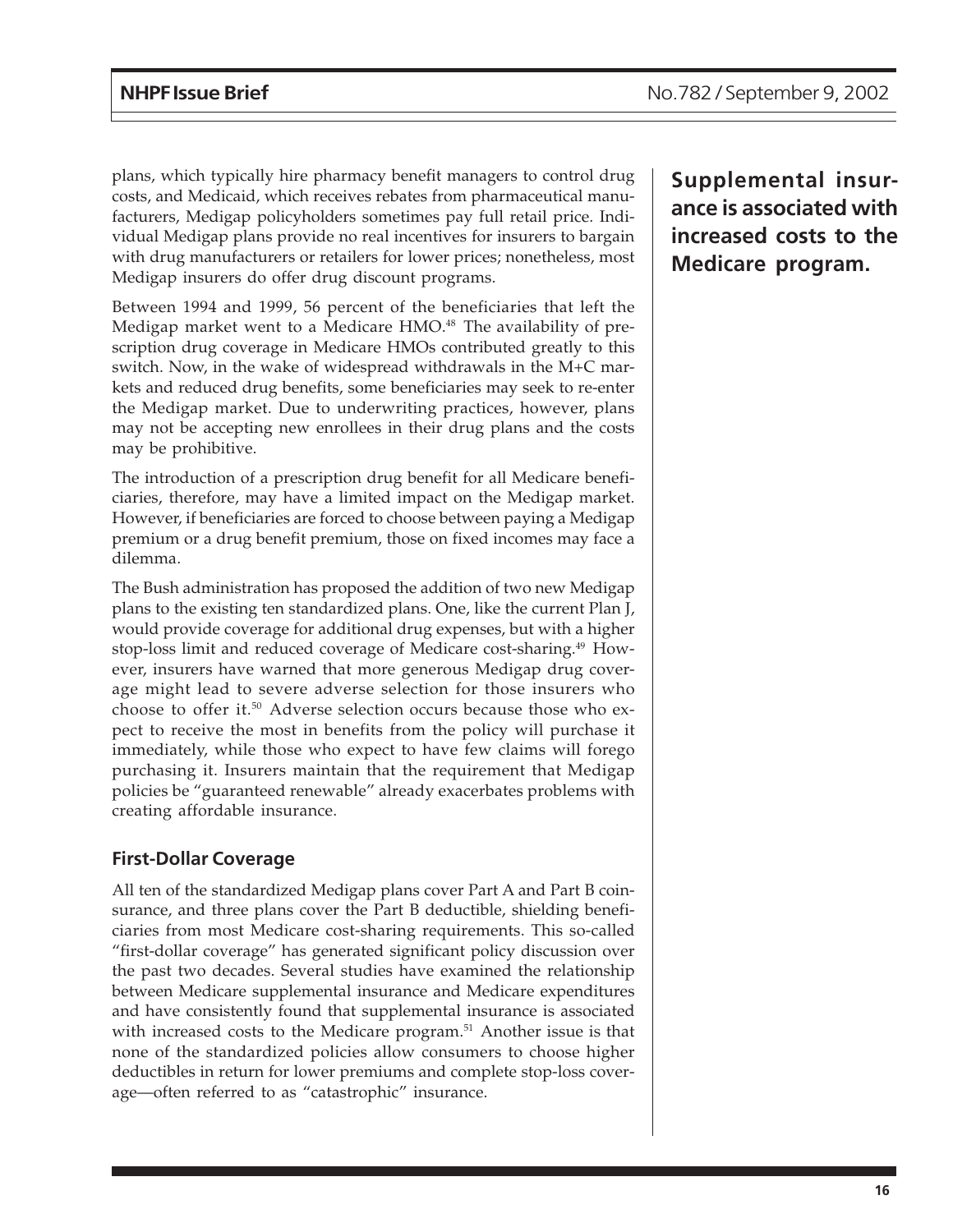plans, which typically hire pharmacy benefit managers to control drug costs, and Medicaid, which receives rebates from pharmaceutical manufacturers, Medigap policyholders sometimes pay full retail price. Individual Medigap plans provide no real incentives for insurers to bargain with drug manufacturers or retailers for lower prices; nonetheless, most Medigap insurers do offer drug discount programs.

Between 1994 and 1999, 56 percent of the beneficiaries that left the Medigap market went to a Medicare HMO.[48] The availability of prescription drug coverage in Medicare HMOs contributed greatly to this switch. Now, in the wake of widespread withdrawals in the M+C markets and reduced drug benefits, some beneficiaries may seek to re-enter the Medigap market. Due to underwriting practices, however, plans may not be accepting new enrollees in their drug plans and the costs may be prohibitive.

The introduction of a prescription drug benefit for all Medicare beneficiaries, therefore, may have a limited impact on the Medigap market. However, if beneficiaries are forced to choose between paying a Medigap premium or a drug benefit premium, those on fixed incomes may face a dilemma.

The Bush administration has proposed the addition of two new Medigap plans to the existing ten standardized plans. One, like the current Plan J, would provide coverage for additional drug expenses, but with a higher stop-loss limit and reduced coverage of Medicare cost-sharing.[49] However, insurers have warned that more generous Medigap drug coverage might lead to severe adverse selection for those insurers who choose to offer it.[50] Adverse selection occurs because those who expect to receive the most in benefits from the policy will purchase it immediately, while those who expect to have few claims will forego purchasing it. Insurers maintain that the requirement that Medigap policies be "guaranteed renewable" already exacerbates problems with creating affordable insurance.

**Supplemental insurance is associated with increased costs to the Medicare program.**

### First-Dollar Coverage

All ten of the standardized Medigap plans cover Part A and Part B coinsurance, and three plans cover the Part B deductible, shielding beneficiaries from most Medicare cost-sharing requirements. This so-called "first-dollar coverage" has generated significant policy discussion over the past two decades. Several studies have examined the relationship between Medicare supplemental insurance and Medicare expenditures and have consistently found that supplemental insurance is associated with increased costs to the Medicare program.[51] Another issue is that none of the standardized policies allow consumers to choose higher deductibles in return for lower premiums and complete stop-loss coverage—often referred to as "catastrophic" insurance.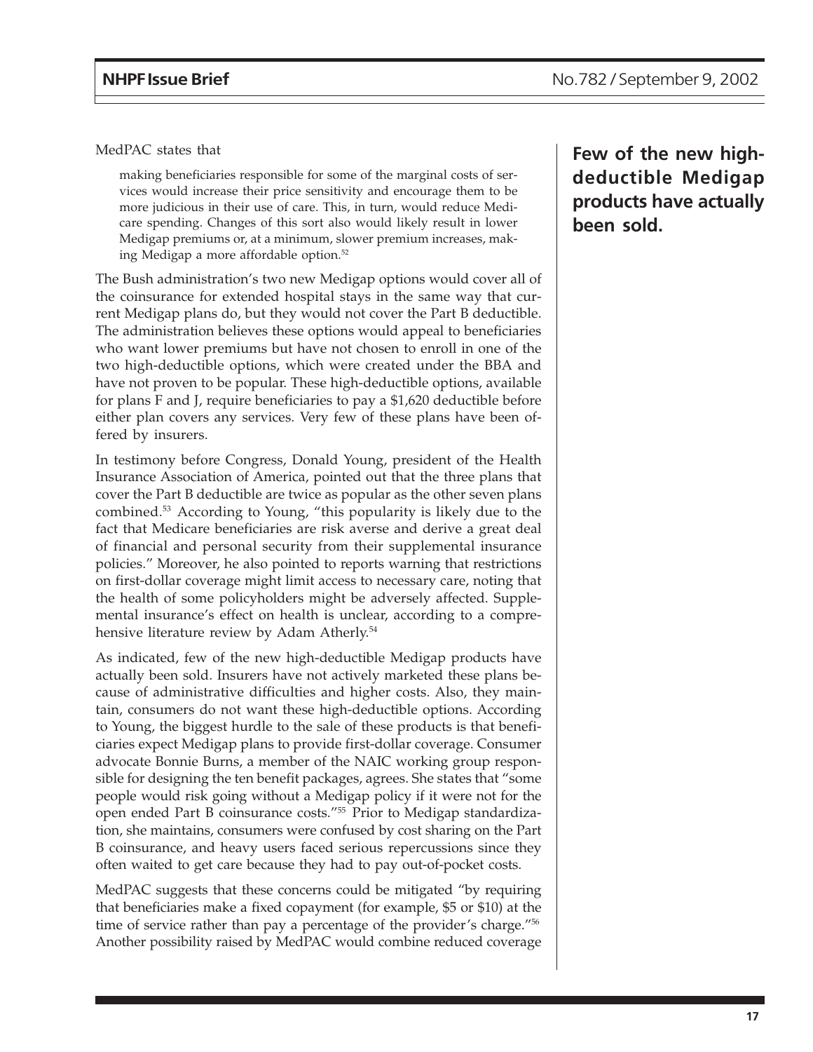MedPAC states that

> making beneficiaries responsible for some of the marginal costs of services would increase their price sensitivity and encourage them to be more judicious in their use of care. This, in turn, would reduce Medicare spending. Changes of this sort also would likely result in lower Medigap premiums or, at a minimum, slower premium increases, making Medigap a more affordable option.[52]

The Bush administration's two new Medigap options would cover all of the coinsurance for extended hospital stays in the same way that current Medigap plans do, but they would not cover the Part B deductible. The administration believes these options would appeal to beneficiaries who want lower premiums but have not chosen to enroll in one of the two high-deductible options, which were created under the BBA and have not proven to be popular. These high-deductible options, available for plans F and J, require beneficiaries to pay a $1,620 deductible before either plan covers any services. Very few of these plans have been offered by insurers.

In testimony before Congress, Donald Young, president of the Health Insurance Association of America, pointed out that the three plans that cover the Part B deductible are twice as popular as the other seven plans combined.[53] According to Young, "this popularity is likely due to the fact that Medicare beneficiaries are risk averse and derive a great deal of financial and personal security from their supplemental insurance policies." Moreover, he also pointed to reports warning that restrictions on first-dollar coverage might limit access to necessary care, noting that the health of some policyholders might be adversely affected. Supplemental insurance's effect on health is unclear, according to a comprehensive literature review by Adam Atherly.[54]

**Few of the new high-deductible Medigap products have actually been sold.**

As indicated, few of the new high-deductible Medigap products have actually been sold. Insurers have not actively marketed these plans because of administrative difficulties and higher costs. Also, they maintain, consumers do not want these high-deductible options. According to Young, the biggest hurdle to the sale of these products is that beneficiaries expect Medigap plans to provide first-dollar coverage. Consumer advocate Bonnie Burns, a member of the NAIC working group responsible for designing the ten benefit packages, agrees. She states that "some people would risk going without a Medigap policy if it were not for the open ended Part B coinsurance costs."[55] Prior to Medigap standardization, she maintains, consumers were confused by cost sharing on the Part B coinsurance, and heavy users faced serious repercussions since they often waited to get care because they had to pay out-of-pocket costs.

MedPAC suggests that these concerns could be mitigated "by requiring that beneficiaries make a fixed copayment (for example, $5 or $10) at the time of service rather than pay a percentage of the provider's charge."[56] Another possibility raised by MedPAC would combine reduced coverage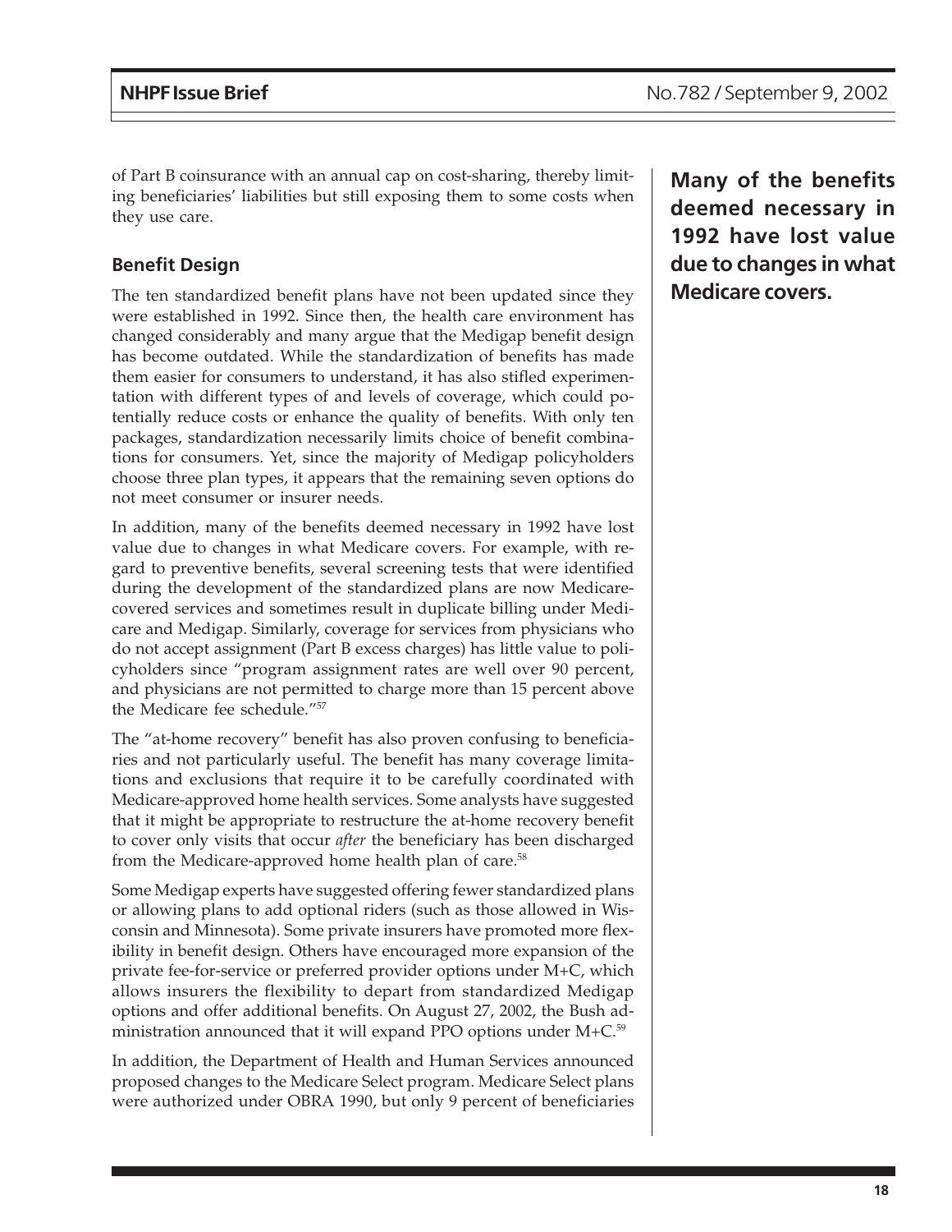of Part B coinsurance with an annual cap on cost-sharing, thereby limiting beneficiaries' liabilities but still exposing them to some costs when they use care.

### Benefit Design

The ten standardized benefit plans have not been updated since they were established in 1992. Since then, the health care environment has changed considerably and many argue that the Medigap benefit design has become outdated. While the standardization of benefits has made them easier for consumers to understand, it has also stifled experimentation with different types of and levels of coverage, which could potentially reduce costs or enhance the quality of benefits. With only ten packages, standardization necessarily limits choice of benefit combinations for consumers. Yet, since the majority of Medigap policyholders choose three plan types, it appears that the remaining seven options do not meet consumer or insurer needs.

In addition, many of the benefits deemed necessary in 1992 have lost value due to changes in what Medicare covers. For example, with regard to preventive benefits, several screening tests that were identified during the development of the standardized plans are now Medicare-covered services and sometimes result in duplicate billing under Medicare and Medigap. Similarly, coverage for services from physicians who do not accept assignment (Part B excess charges) has little value to policyholders since "program assignment rates are well over 90 percent, and physicians are not permitted to charge more than 15 percent above the Medicare fee schedule."[57]

**Many of the benefits deemed necessary in 1992 have lost value due to changes in what Medicare covers.**

The "at-home recovery" benefit has also proven confusing to beneficiaries and not particularly useful. The benefit has many coverage limitations and exclusions that require it to be carefully coordinated with Medicare-approved home health services. Some analysts have suggested that it might be appropriate to restructure the at-home recovery benefit to cover only visits that occur *after* the beneficiary has been discharged from the Medicare-approved home health plan of care.[58]

Some Medigap experts have suggested offering fewer standardized plans or allowing plans to add optional riders (such as those allowed in Wisconsin and Minnesota). Some private insurers have promoted more flexibility in benefit design. Others have encouraged more expansion of the private fee-for-service or preferred provider options under M+C, which allows insurers the flexibility to depart from standardized Medigap options and offer additional benefits. On August 27, 2002, the Bush administration announced that it will expand PPO options under M+C.[59]

In addition, the Department of Health and Human Services announced proposed changes to the Medicare Select program. Medicare Select plans were authorized under OBRA 1990, but only 9 percent of beneficiaries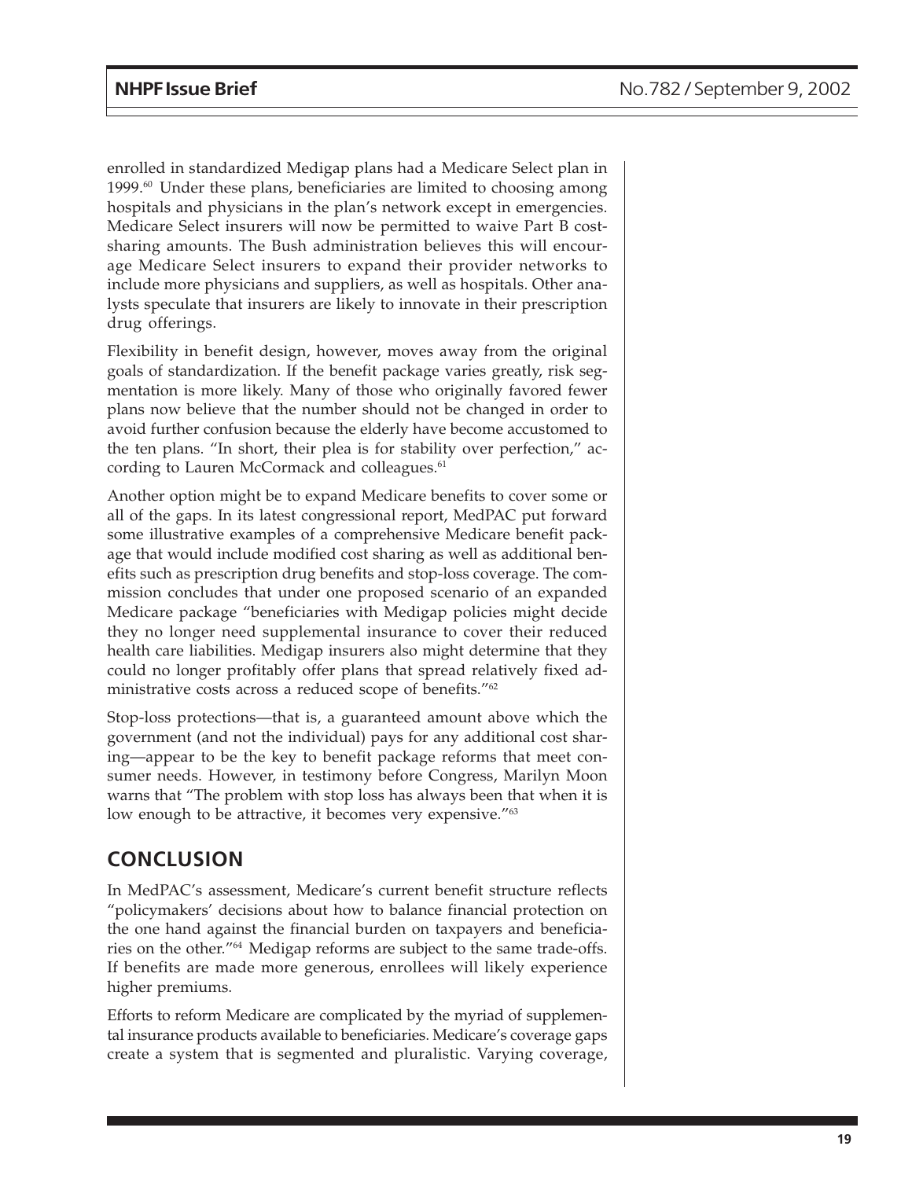enrolled in standardized Medigap plans had a Medicare Select plan in 1999.[60] Under these plans, beneficiaries are limited to choosing among hospitals and physicians in the plan's network except in emergencies. Medicare Select insurers will now be permitted to waive Part B cost-sharing amounts. The Bush administration believes this will encourage Medicare Select insurers to expand their provider networks to include more physicians and suppliers, as well as hospitals. Other analysts speculate that insurers are likely to innovate in their prescription drug offerings.

Flexibility in benefit design, however, moves away from the original goals of standardization. If the benefit package varies greatly, risk segmentation is more likely. Many of those who originally favored fewer plans now believe that the number should not be changed in order to avoid further confusion because the elderly have become accustomed to the ten plans. "In short, their plea is for stability over perfection," according to Lauren McCormack and colleagues.[61]

Another option might be to expand Medicare benefits to cover some or all of the gaps. In its latest congressional report, MedPAC put forward some illustrative examples of a comprehensive Medicare benefit package that would include modified cost sharing as well as additional benefits such as prescription drug benefits and stop-loss coverage. The commission concludes that under one proposed scenario of an expanded Medicare package "beneficiaries with Medigap policies might decide they no longer need supplemental insurance to cover their reduced health care liabilities. Medigap insurers also might determine that they could no longer profitably offer plans that spread relatively fixed administrative costs across a reduced scope of benefits."[62]

Stop-loss protections—that is, a guaranteed amount above which the government (and not the individual) pays for any additional cost sharing—appear to be the key to benefit package reforms that meet consumer needs. However, in testimony before Congress, Marilyn Moon warns that "The problem with stop loss has always been that when it is low enough to be attractive, it becomes very expensive."[63]

## CONCLUSION

In MedPAC's assessment, Medicare's current benefit structure reflects "policymakers' decisions about how to balance financial protection on the one hand against the financial burden on taxpayers and beneficiaries on the other."[64] Medigap reforms are subject to the same trade-offs. If benefits are made more generous, enrollees will likely experience higher premiums.

Efforts to reform Medicare are complicated by the myriad of supplemental insurance products available to beneficiaries. Medicare's coverage gaps create a system that is segmented and pluralistic. Varying coverage,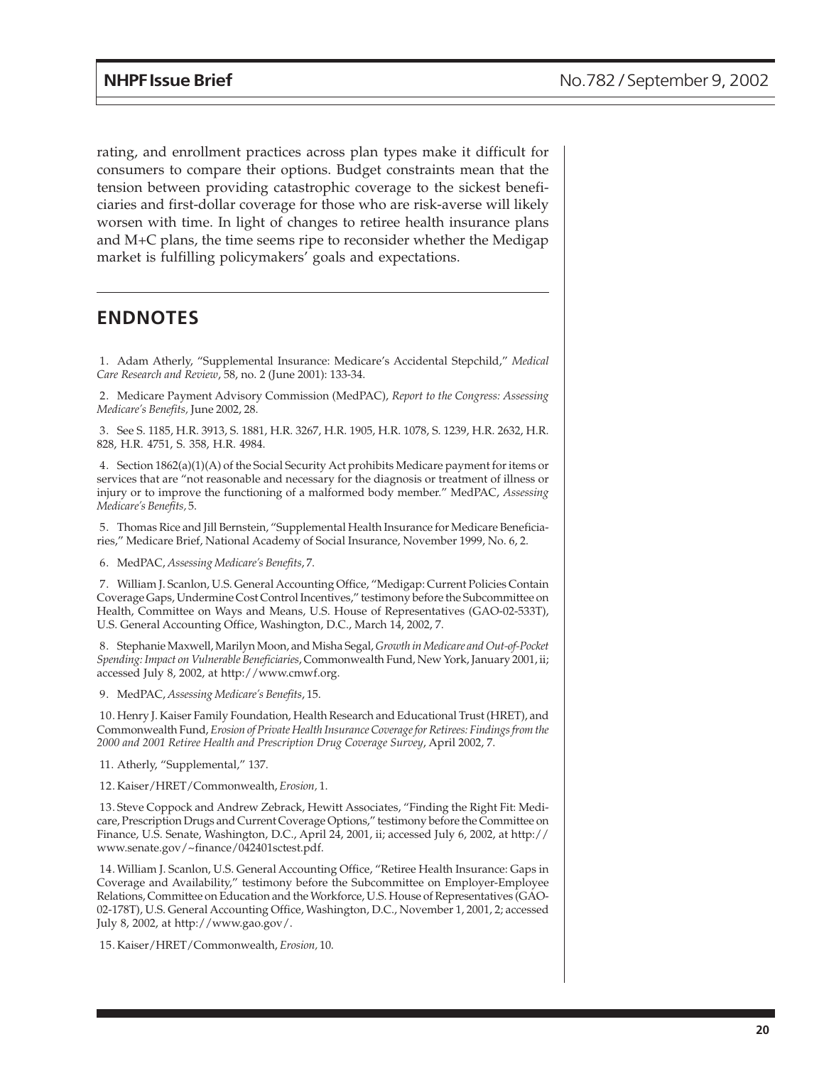rating, and enrollment practices across plan types make it difficult for consumers to compare their options. Budget constraints mean that the tension between providing catastrophic coverage to the sickest beneficiaries and first-dollar coverage for those who are risk-averse will likely worsen with time. In light of changes to retiree health insurance plans and M+C plans, the time seems ripe to reconsider whether the Medigap market is fulfilling policymakers' goals and expectations.

## ENDNOTES

1. Adam Atherly, "Supplemental Insurance: Medicare's Accidental Stepchild," *Medical Care Research and Review*, 58, no. 2 (June 2001): 133-34.

2. Medicare Payment Advisory Commission (MedPAC), *Report to the Congress: Assessing Medicare's Benefits,* June 2002, 28.

3. See S. 1185, H.R. 3913, S. 1881, H.R. 3267, H.R. 1905, H.R. 1078, S. 1239, H.R. 2632, H.R. 828, H.R. 4751, S. 358, H.R. 4984.

4. Section 1862(a)(1)(A) of the Social Security Act prohibits Medicare payment for items or services that are "not reasonable and necessary for the diagnosis or treatment of illness or injury or to improve the functioning of a malformed body member." MedPAC, *Assessing Medicare's Benefits,* 5.

5. Thomas Rice and Jill Bernstein, "Supplemental Health Insurance for Medicare Beneficiaries," Medicare Brief, National Academy of Social Insurance, November 1999, No. 6, 2.

6. MedPAC, *Assessing Medicare's Benefits*, 7.

7. William J. Scanlon, U.S. General Accounting Office, "Medigap: Current Policies Contain Coverage Gaps, Undermine Cost Control Incentives," testimony before the Subcommittee on Health, Committee on Ways and Means, U.S. House of Representatives (GAO-02-533T), U.S. General Accounting Office, Washington, D.C., March 14, 2002, 7.

8. Stephanie Maxwell, Marilyn Moon, and Misha Segal, *Growth in Medicare and Out-of-Pocket Spending: Impact on Vulnerable Beneficiaries*, Commonwealth Fund, New York, January 2001, ii; accessed July 8, 2002, at http://www.cmwf.org.

9. MedPAC, *Assessing Medicare's Benefits*, 15.

10. Henry J. Kaiser Family Foundation, Health Research and Educational Trust (HRET), and Commonwealth Fund, *Erosion of Private Health Insurance Coverage for Retirees: Findings from the 2000 and 2001 Retiree Health and Prescription Drug Coverage Survey*, April 2002, 7.

11. Atherly, "Supplemental," 137.

12. Kaiser/HRET/Commonwealth, *Erosion,* 1.

13. Steve Coppock and Andrew Zebrack, Hewitt Associates, "Finding the Right Fit: Medicare, Prescription Drugs and Current Coverage Options," testimony before the Committee on Finance, U.S. Senate, Washington, D.C., April 24, 2001, ii; accessed July 6, 2002, at http://www.senate.gov/~finance/042401sctest.pdf.

14. William J. Scanlon, U.S. General Accounting Office, "Retiree Health Insurance: Gaps in Coverage and Availability," testimony before the Subcommittee on Employer-Employee Relations, Committee on Education and the Workforce, U.S. House of Representatives (GAO-02-178T), U.S. General Accounting Office, Washington, D.C., November 1, 2001, 2; accessed July 8, 2002, at http://www.gao.gov/.

15. Kaiser/HRET/Commonwealth, *Erosion,* 10.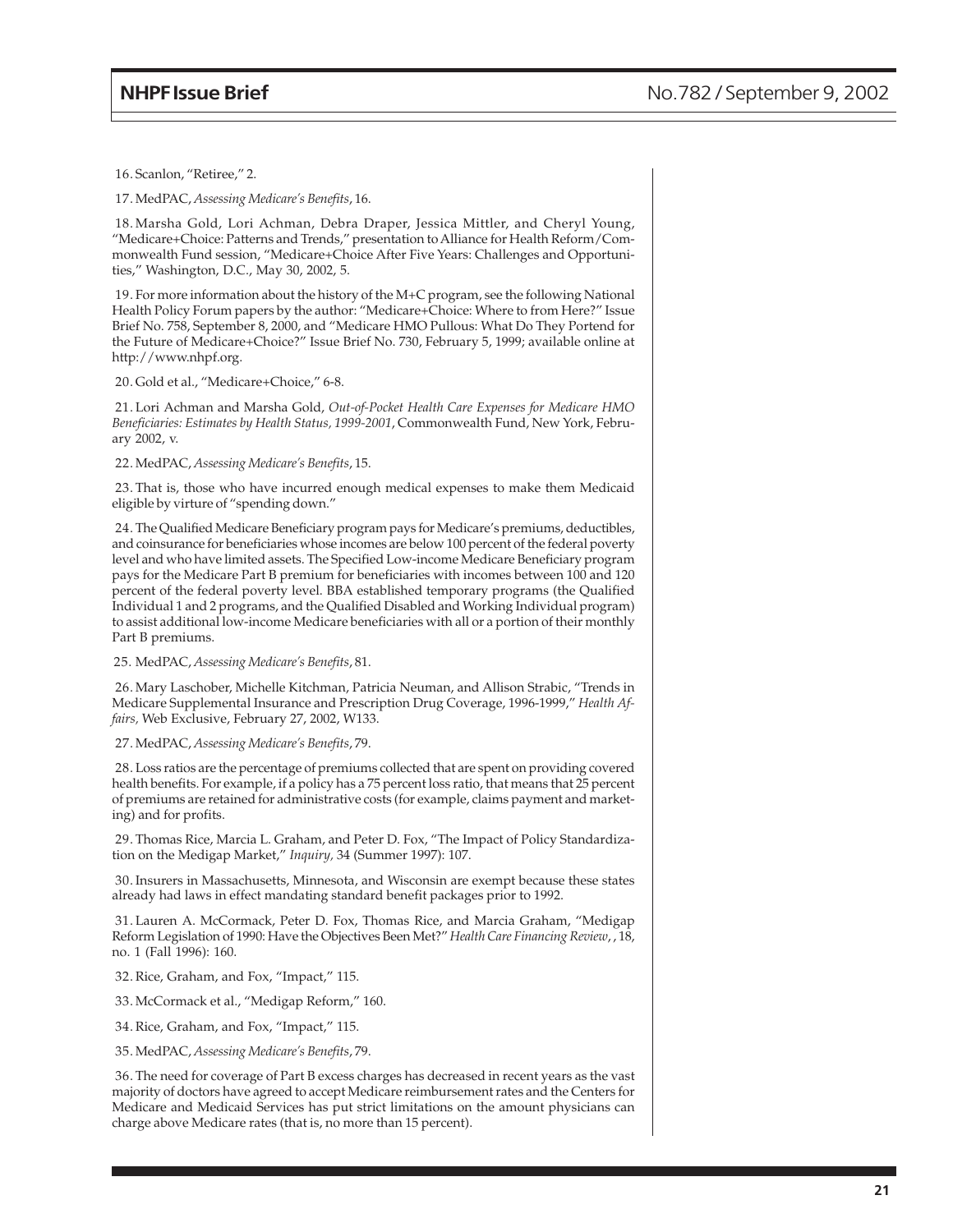16. Scanlon, "Retiree," 2.

17. MedPAC, *Assessing Medicare's Benefits*, 16.

18. Marsha Gold, Lori Achman, Debra Draper, Jessica Mittler, and Cheryl Young, "Medicare+Choice: Patterns and Trends," presentation to Alliance for Health Reform/Commonwealth Fund session, "Medicare+Choice After Five Years: Challenges and Opportunities," Washington, D.C., May 30, 2002, 5.

19. For more information about the history of the M+C program, see the following National Health Policy Forum papers by the author: "Medicare+Choice: Where to from Here?" Issue Brief No. 758, September 8, 2000, and "Medicare HMO Pullous: What Do They Portend for the Future of Medicare+Choice?" Issue Brief No. 730, February 5, 1999; available online at http://www.nhpf.org.

20. Gold et al., "Medicare+Choice," 6-8.

21. Lori Achman and Marsha Gold, *Out-of-Pocket Health Care Expenses for Medicare HMO Beneficiaries: Estimates by Health Status, 1999-2001*, Commonwealth Fund, New York, February 2002, v.

22. MedPAC, *Assessing Medicare's Benefits*, 15.

23. That is, those who have incurred enough medical expenses to make them Medicaid eligible by virtue of "spending down."

24. The Qualified Medicare Beneficiary program pays for Medicare's premiums, deductibles, and coinsurance for beneficiaries whose incomes are below 100 percent of the federal poverty level and who have limited assets. The Specified Low-income Medicare Beneficiary program pays for the Medicare Part B premium for beneficiaries with incomes between 100 and 120 percent of the federal poverty level. BBA established temporary programs (the Qualified Individual 1 and 2 programs, and the Qualified Disabled and Working Individual program) to assist additional low-income Medicare beneficiaries with all or a portion of their monthly Part B premiums.

25. MedPAC, *Assessing Medicare's Benefits*, 81.

26. Mary Laschober, Michelle Kitchman, Patricia Neuman, and Allison Strabic, "Trends in Medicare Supplemental Insurance and Prescription Drug Coverage, 1996-1999," *Health Affairs,* Web Exclusive, February 27, 2002, W133.

27. MedPAC, *Assessing Medicare's Benefits*, 79.

28. Loss ratios are the percentage of premiums collected that are spent on providing covered health benefits. For example, if a policy has a 75 percent loss ratio, that means that 25 percent of premiums are retained for administrative costs (for example, claims payment and marketing) and for profits.

29. Thomas Rice, Marcia L. Graham, and Peter D. Fox, "The Impact of Policy Standardization on the Medigap Market," *Inquiry,* 34 (Summer 1997): 107.

30. Insurers in Massachusetts, Minnesota, and Wisconsin are exempt because these states already had laws in effect mandating standard benefit packages prior to 1992.

31. Lauren A. McCormack, Peter D. Fox, Thomas Rice, and Marcia Graham, "Medigap Reform Legislation of 1990: Have the Objectives Been Met?" *Health Care Financing Review*, , 18, no. 1 (Fall 1996): 160.

32. Rice, Graham, and Fox, "Impact," 115.

33. McCormack et al., "Medigap Reform," 160.

34. Rice, Graham, and Fox, "Impact," 115.

35. MedPAC, *Assessing Medicare's Benefits*, 79.

36. The need for coverage of Part B excess charges has decreased in recent years as the vast majority of doctors have agreed to accept Medicare reimbursement rates and the Centers for Medicare and Medicaid Services has put strict limitations on the amount physicians can charge above Medicare rates (that is, no more than 15 percent).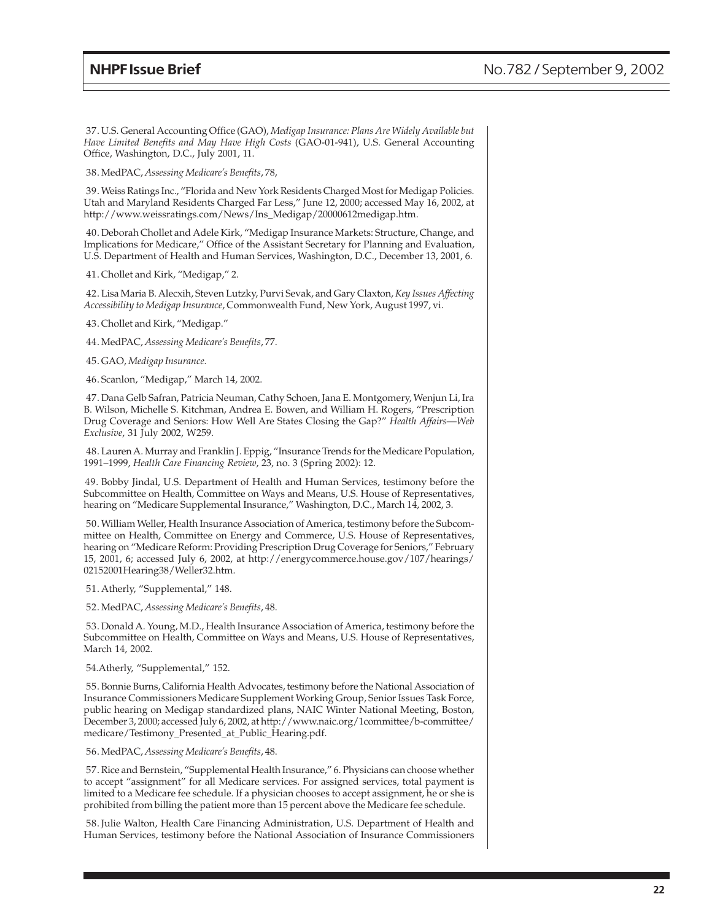37. U.S. General Accounting Office (GAO), *Medigap Insurance: Plans Are Widely Available but Have Limited Benefits and May Have High Costs* (GAO-01-941), U.S. General Accounting Office, Washington, D.C., July 2001, 11.

38. MedPAC, *Assessing Medicare's Benefits*, 78,

39. Weiss Ratings Inc., "Florida and New York Residents Charged Most for Medigap Policies. Utah and Maryland Residents Charged Far Less," June 12, 2000; accessed May 16, 2002, at http://www.weissratings.com/News/Ins_Medigap/20000612medigap.htm.

40. Deborah Chollet and Adele Kirk, "Medigap Insurance Markets: Structure, Change, and Implications for Medicare," Office of the Assistant Secretary for Planning and Evaluation, U.S. Department of Health and Human Services, Washington, D.C., December 13, 2001, 6.

41. Chollet and Kirk, "Medigap," 2.

42. Lisa Maria B. Alecxih, Steven Lutzky, Purvi Sevak, and Gary Claxton, *Key Issues Affecting Accessibility to Medigap Insurance*, Commonwealth Fund, New York, August 1997, vi.

43. Chollet and Kirk, "Medigap."

44. MedPAC, *Assessing Medicare's Benefits*, 77.

45. GAO, *Medigap Insurance.*

46. Scanlon, "Medigap," March 14, 2002.

47. Dana Gelb Safran, Patricia Neuman, Cathy Schoen, Jana E. Montgomery, Wenjun Li, Ira B. Wilson, Michelle S. Kitchman, Andrea E. Bowen, and William H. Rogers, "Prescription Drug Coverage and Seniors: How Well Are States Closing the Gap?" *Health Affairs—Web Exclusive*, 31 July 2002, W259.

48. Lauren A. Murray and Franklin J. Eppig, "Insurance Trends for the Medicare Population, 1991–1999, *Health Care Financing Review*, 23, no. 3 (Spring 2002): 12.

49. Bobby Jindal, U.S. Department of Health and Human Services, testimony before the Subcommittee on Health, Committee on Ways and Means, U.S. House of Representatives, hearing on "Medicare Supplemental Insurance," Washington, D.C., March 14, 2002, 3.

50. William Weller, Health Insurance Association of America, testimony before the Subcommittee on Health, Committee on Energy and Commerce, U.S. House of Representatives, hearing on "Medicare Reform: Providing Prescription Drug Coverage for Seniors," February 15, 2001, 6; accessed July 6, 2002, at http://energycommerce.house.gov/107/hearings/02152001Hearing38/Weller32.htm.

51. Atherly, "Supplemental," 148.

52. MedPAC, *Assessing Medicare's Benefits*, 48.

53. Donald A. Young, M.D., Health Insurance Association of America, testimony before the Subcommittee on Health, Committee on Ways and Means, U.S. House of Representatives, March 14, 2002.

54.Atherly, "Supplemental," 152.

55. Bonnie Burns, California Health Advocates, testimony before the National Association of Insurance Commissioners Medicare Supplement Working Group, Senior Issues Task Force, public hearing on Medigap standardized plans, NAIC Winter National Meeting, Boston, December 3, 2000; accessed July 6, 2002, at http://www.naic.org/1committee/b-committee/medicare/Testimony_Presented_at_Public_Hearing.pdf.

56. MedPAC, *Assessing Medicare's Benefits*, 48.

57. Rice and Bernstein, "Supplemental Health Insurance," 6. Physicians can choose whether to accept "assignment" for all Medicare services. For assigned services, total payment is limited to a Medicare fee schedule. If a physician chooses to accept assignment, he or she is prohibited from billing the patient more than 15 percent above the Medicare fee schedule.

58. Julie Walton, Health Care Financing Administration, U.S. Department of Health and Human Services, testimony before the National Association of Insurance Commissioners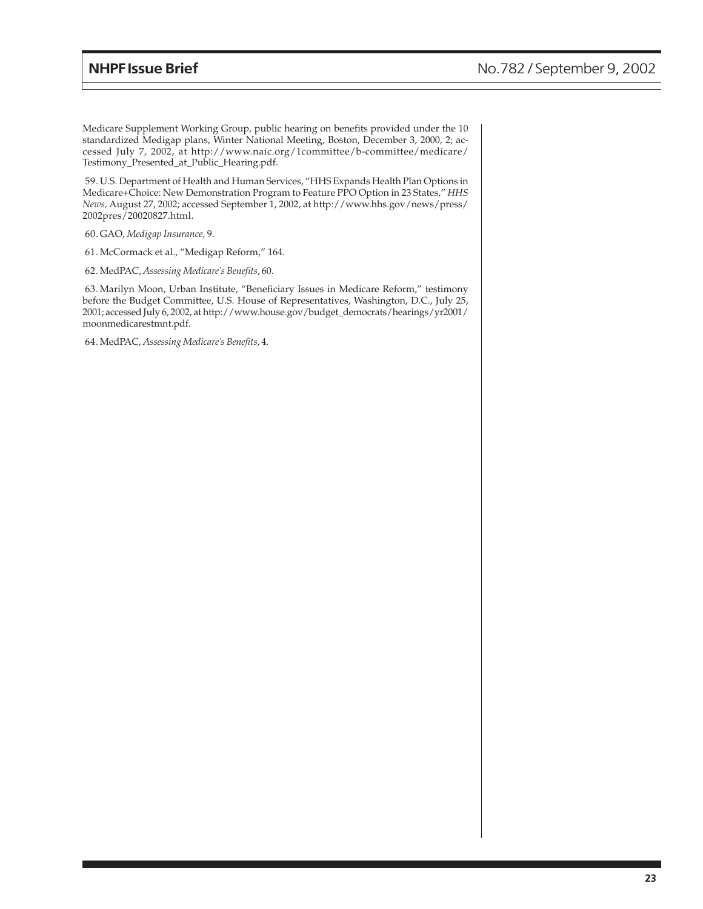Medicare Supplement Working Group, public hearing on benefits provided under the 10 standardized Medigap plans, Winter National Meeting, Boston, December 3, 2000, 2; accessed July 7, 2002, at http://www.naic.org/1committee/b-committee/medicare/Testimony_Presented_at_Public_Hearing.pdf.

59. U.S. Department of Health and Human Services, "HHS Expands Health Plan Options in Medicare+Choice: New Demonstration Program to Feature PPO Option in 23 States," *HHS News,* August 27, 2002; accessed September 1, 2002, at http://www.hhs.gov/news/press/2002pres/20020827.html.

60. GAO, *Medigap Insurance,* 9.

61. McCormack et al., "Medigap Reform," 164.

62. MedPAC, *Assessing Medicare's Benefits*, 60.

63. Marilyn Moon, Urban Institute, "Beneficiary Issues in Medicare Reform," testimony before the Budget Committee, U.S. House of Representatives, Washington, D.C., July 25, 2001; accessed July 6, 2002, at http://www.house.gov/budget_democrats/hearings/yr2001/moonmedicarestmnt.pdf.

64. MedPAC, *Assessing Medicare's Benefits*, 4.